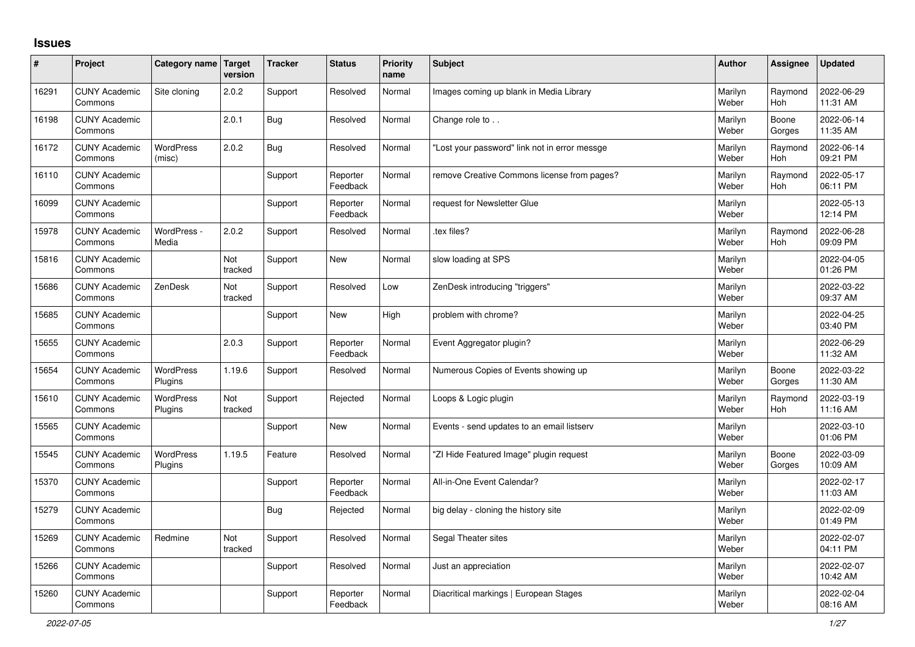# Issues

| # | Project | Category name | Target version | Tracker | Status | Priority name | Subject | Author | Assignee | Updated |
|---|---|---|---|---|---|---|---|---|---|---|
| 16291 | CUNY Academic Commons | Site cloning | 2.0.2 | Support | Resolved | Normal | Images coming up blank in Media Library | Marilyn Weber | Raymond Hoh | 2022-06-29 11:31 AM |
| 16198 | CUNY Academic Commons | | 2.0.1 | Bug | Resolved | Normal | Change role to . . | Marilyn Weber | Boone Gorges | 2022-06-14 11:35 AM |
| 16172 | CUNY Academic Commons | WordPress (misc) | 2.0.2 | Bug | Resolved | Normal | "Lost your password" link not in error messge | Marilyn Weber | Raymond Hoh | 2022-06-14 09:21 PM |
| 16110 | CUNY Academic Commons | | | Support | Reporter Feedback | Normal | remove Creative Commons license from pages? | Marilyn Weber | Raymond Hoh | 2022-05-17 06:11 PM |
| 16099 | CUNY Academic Commons | | | Support | Reporter Feedback | Normal | request for Newsletter Glue | Marilyn Weber | | 2022-05-13 12:14 PM |
| 15978 | CUNY Academic Commons | WordPress - Media | 2.0.2 | Support | Resolved | Normal | .tex files? | Marilyn Weber | Raymond Hoh | 2022-06-28 09:09 PM |
| 15816 | CUNY Academic Commons | | Not tracked | Support | New | Normal | slow loading at SPS | Marilyn Weber | | 2022-04-05 01:26 PM |
| 15686 | CUNY Academic Commons | ZenDesk | Not tracked | Support | Resolved | Low | ZenDesk introducing "triggers" | Marilyn Weber | | 2022-03-22 09:37 AM |
| 15685 | CUNY Academic Commons | | | Support | New | High | problem with chrome? | Marilyn Weber | | 2022-04-25 03:40 PM |
| 15655 | CUNY Academic Commons | | 2.0.3 | Support | Reporter Feedback | Normal | Event Aggregator plugin? | Marilyn Weber | | 2022-06-29 11:32 AM |
| 15654 | CUNY Academic Commons | WordPress Plugins | 1.19.6 | Support | Resolved | Normal | Numerous Copies of Events showing up | Marilyn Weber | Boone Gorges | 2022-03-22 11:30 AM |
| 15610 | CUNY Academic Commons | WordPress Plugins | Not tracked | Support | Rejected | Normal | Loops & Logic plugin | Marilyn Weber | Raymond Hoh | 2022-03-19 11:16 AM |
| 15565 | CUNY Academic Commons | | | Support | New | Normal | Events - send updates to an email listserv | Marilyn Weber | | 2022-03-10 01:06 PM |
| 15545 | CUNY Academic Commons | WordPress Plugins | 1.19.5 | Feature | Resolved | Normal | "ZI Hide Featured Image" plugin request | Marilyn Weber | Boone Gorges | 2022-03-09 10:09 AM |
| 15370 | CUNY Academic Commons | | | Support | Reporter Feedback | Normal | All-in-One Event Calendar? | Marilyn Weber | | 2022-02-17 11:03 AM |
| 15279 | CUNY Academic Commons | | | Bug | Rejected | Normal | big delay - cloning the history site | Marilyn Weber | | 2022-02-09 01:49 PM |
| 15269 | CUNY Academic Commons | Redmine | Not tracked | Support | Resolved | Normal | Segal Theater sites | Marilyn Weber | | 2022-02-07 04:11 PM |
| 15266 | CUNY Academic Commons | | | Support | Resolved | Normal | Just an appreciation | Marilyn Weber | | 2022-02-07 10:42 AM |
| 15260 | CUNY Academic Commons | | | Support | Reporter Feedback | Normal | Diacritical markings \| European Stages | Marilyn Weber | | 2022-02-04 08:16 AM |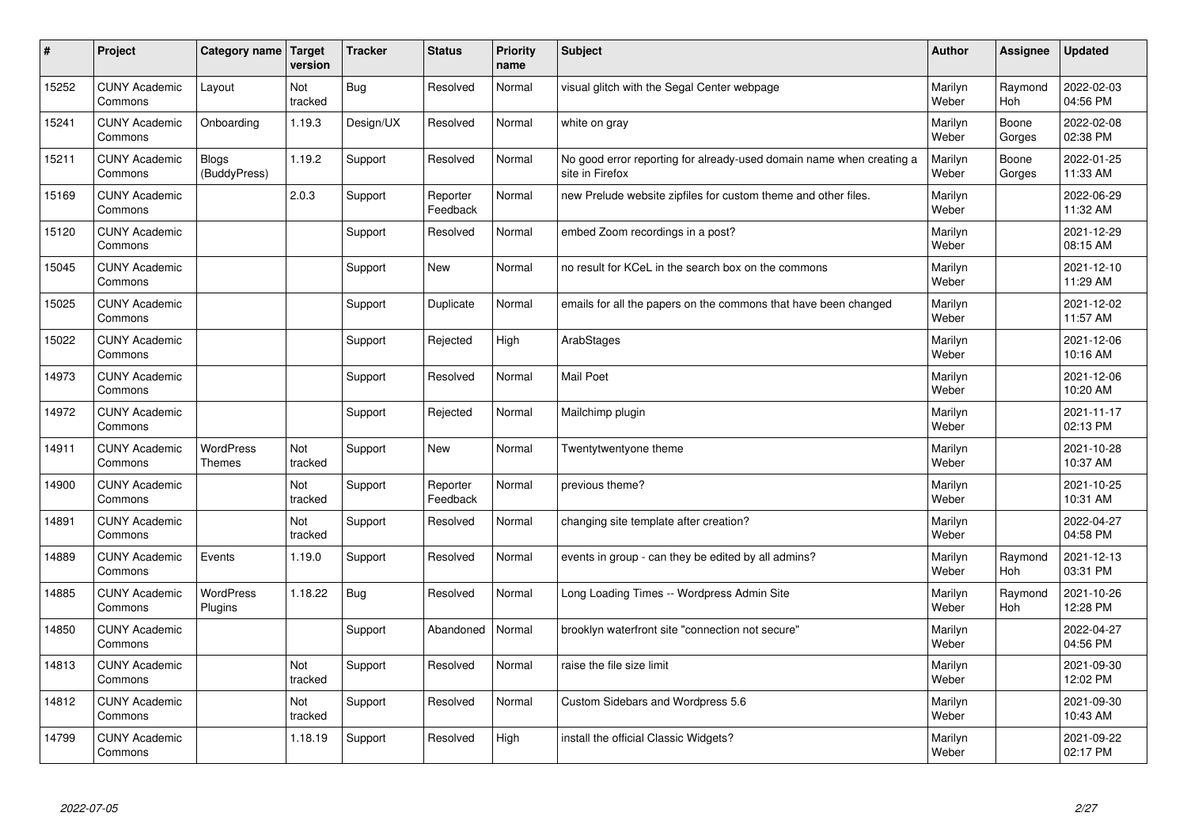| # | Project | Category name | Target version | Tracker | Status | Priority name | Subject | Author | Assignee | Updated |
|---|---|---|---|---|---|---|---|---|---|---|
| 15252 | CUNY Academic Commons | Layout | Not tracked | Bug | Resolved | Normal | visual glitch with the Segal Center webpage | Marilyn Weber | Raymond Hoh | 2022-02-03 04:56 PM |
| 15241 | CUNY Academic Commons | Onboarding | 1.19.3 | Design/UX | Resolved | Normal | white on gray | Marilyn Weber | Boone Gorges | 2022-02-08 02:38 PM |
| 15211 | CUNY Academic Commons | Blogs (BuddyPress) | 1.19.2 | Support | Resolved | Normal | No good error reporting for already-used domain name when creating a site in Firefox | Marilyn Weber | Boone Gorges | 2022-01-25 11:33 AM |
| 15169 | CUNY Academic Commons | | 2.0.3 | Support | Reporter Feedback | Normal | new Prelude website zipfiles for custom theme and other files. | Marilyn Weber | | 2022-06-29 11:32 AM |
| 15120 | CUNY Academic Commons | | | Support | Resolved | Normal | embed Zoom recordings in a post? | Marilyn Weber | | 2021-12-29 08:15 AM |
| 15045 | CUNY Academic Commons | | | Support | New | Normal | no result for KCeL in the search box on the commons | Marilyn Weber | | 2021-12-10 11:29 AM |
| 15025 | CUNY Academic Commons | | | Support | Duplicate | Normal | emails for all the papers on the commons that have been changed | Marilyn Weber | | 2021-12-02 11:57 AM |
| 15022 | CUNY Academic Commons | | | Support | Rejected | High | ArabStages | Marilyn Weber | | 2021-12-06 10:16 AM |
| 14973 | CUNY Academic Commons | | | Support | Resolved | Normal | Mail Poet | Marilyn Weber | | 2021-12-06 10:20 AM |
| 14972 | CUNY Academic Commons | | | Support | Rejected | Normal | Mailchimp plugin | Marilyn Weber | | 2021-11-17 02:13 PM |
| 14911 | CUNY Academic Commons | WordPress Themes | Not tracked | Support | New | Normal | Twentytwentyone theme | Marilyn Weber | | 2021-10-28 10:37 AM |
| 14900 | CUNY Academic Commons | | Not tracked | Support | Reporter Feedback | Normal | previous theme? | Marilyn Weber | | 2021-10-25 10:31 AM |
| 14891 | CUNY Academic Commons | | Not tracked | Support | Resolved | Normal | changing site template after creation? | Marilyn Weber | | 2022-04-27 04:58 PM |
| 14889 | CUNY Academic Commons | Events | 1.19.0 | Support | Resolved | Normal | events in group - can they be edited by all admins? | Marilyn Weber | Raymond Hoh | 2021-12-13 03:31 PM |
| 14885 | CUNY Academic Commons | WordPress Plugins | 1.18.22 | Bug | Resolved | Normal | Long Loading Times -- Wordpress Admin Site | Marilyn Weber | Raymond Hoh | 2021-10-26 12:28 PM |
| 14850 | CUNY Academic Commons | | | Support | Abandoned | Normal | brooklyn waterfront site "connection not secure" | Marilyn Weber | | 2022-04-27 04:56 PM |
| 14813 | CUNY Academic Commons | | Not tracked | Support | Resolved | Normal | raise the file size limit | Marilyn Weber | | 2021-09-30 12:02 PM |
| 14812 | CUNY Academic Commons | | Not tracked | Support | Resolved | Normal | Custom Sidebars and Wordpress 5.6 | Marilyn Weber | | 2021-09-30 10:43 AM |
| 14799 | CUNY Academic Commons | | 1.18.19 | Support | Resolved | High | install the official Classic Widgets? | Marilyn Weber | | 2021-09-22 02:17 PM |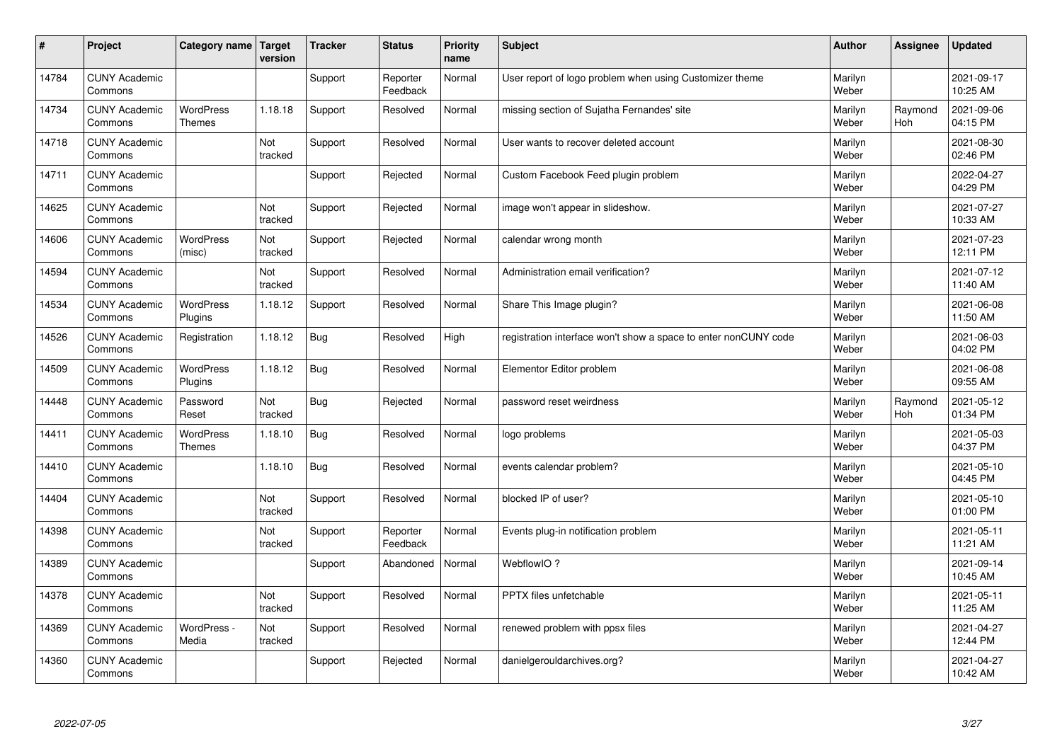| # | Project | Category name | Target version | Tracker | Status | Priority name | Subject | Author | Assignee | Updated |
|---|---|---|---|---|---|---|---|---|---|---|
| 14784 | CUNY Academic Commons | | | Support | Reporter Feedback | Normal | User report of logo problem when using Customizer theme | Marilyn Weber | | 2021-09-17 10:25 AM |
| 14734 | CUNY Academic Commons | WordPress Themes | 1.18.18 | Support | Resolved | Normal | missing section of Sujatha Fernandes' site | Marilyn Weber | Raymond Hoh | 2021-09-06 04:15 PM |
| 14718 | CUNY Academic Commons | | Not tracked | Support | Resolved | Normal | User wants to recover deleted account | Marilyn Weber | | 2021-08-30 02:46 PM |
| 14711 | CUNY Academic Commons | | | Support | Rejected | Normal | Custom Facebook Feed plugin problem | Marilyn Weber | | 2022-04-27 04:29 PM |
| 14625 | CUNY Academic Commons | | Not tracked | Support | Rejected | Normal | image won't appear in slideshow. | Marilyn Weber | | 2021-07-27 10:33 AM |
| 14606 | CUNY Academic Commons | WordPress (misc) | Not tracked | Support | Rejected | Normal | calendar wrong month | Marilyn Weber | | 2021-07-23 12:11 PM |
| 14594 | CUNY Academic Commons | | Not tracked | Support | Resolved | Normal | Administration email verification? | Marilyn Weber | | 2021-07-12 11:40 AM |
| 14534 | CUNY Academic Commons | WordPress Plugins | 1.18.12 | Support | Resolved | Normal | Share This Image plugin? | Marilyn Weber | | 2021-06-08 11:50 AM |
| 14526 | CUNY Academic Commons | Registration | 1.18.12 | Bug | Resolved | High | registration interface won't show a space to enter nonCUNY code | Marilyn Weber | | 2021-06-03 04:02 PM |
| 14509 | CUNY Academic Commons | WordPress Plugins | 1.18.12 | Bug | Resolved | Normal | Elementor Editor problem | Marilyn Weber | | 2021-06-08 09:55 AM |
| 14448 | CUNY Academic Commons | Password Reset | Not tracked | Bug | Rejected | Normal | password reset weirdness | Marilyn Weber | Raymond Hoh | 2021-05-12 01:34 PM |
| 14411 | CUNY Academic Commons | WordPress Themes | 1.18.10 | Bug | Resolved | Normal | logo problems | Marilyn Weber | | 2021-05-03 04:37 PM |
| 14410 | CUNY Academic Commons | | 1.18.10 | Bug | Resolved | Normal | events calendar problem? | Marilyn Weber | | 2021-05-10 04:45 PM |
| 14404 | CUNY Academic Commons | | Not tracked | Support | Resolved | Normal | blocked IP of user? | Marilyn Weber | | 2021-05-10 01:00 PM |
| 14398 | CUNY Academic Commons | | Not tracked | Support | Reporter Feedback | Normal | Events plug-in notification problem | Marilyn Weber | | 2021-05-11 11:21 AM |
| 14389 | CUNY Academic Commons | | | Support | Abandoned | Normal | WebflowIO ? | Marilyn Weber | | 2021-09-14 10:45 AM |
| 14378 | CUNY Academic Commons | | Not tracked | Support | Resolved | Normal | PPTX files unfetchable | Marilyn Weber | | 2021-05-11 11:25 AM |
| 14369 | CUNY Academic Commons | WordPress - Media | Not tracked | Support | Resolved | Normal | renewed problem with ppsx files | Marilyn Weber | | 2021-04-27 12:44 PM |
| 14360 | CUNY Academic Commons | | | Support | Rejected | Normal | danielgerouldarchives.org? | Marilyn Weber | | 2021-04-27 10:42 AM |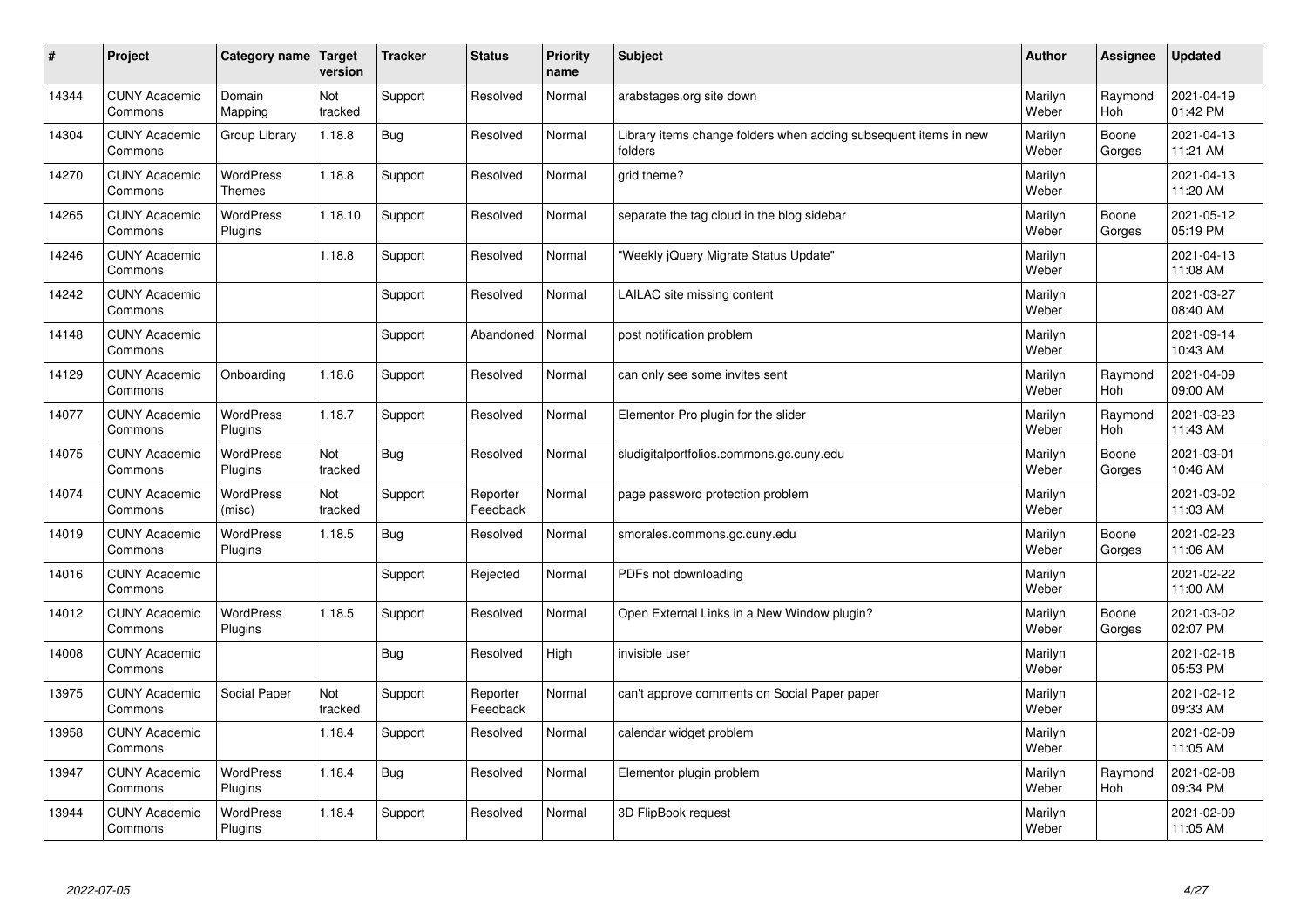| # | Project | Category name | Target version | Tracker | Status | Priority name | Subject | Author | Assignee | Updated |
|---|---|---|---|---|---|---|---|---|---|---|
| 14344 | CUNY Academic Commons | Domain Mapping | Not tracked | Support | Resolved | Normal | arabstages.org site down | Marilyn Weber | Raymond Hoh | 2021-04-19 01:42 PM |
| 14304 | CUNY Academic Commons | Group Library | 1.18.8 | Bug | Resolved | Normal | Library items change folders when adding subsequent items in new folders | Marilyn Weber | Boone Gorges | 2021-04-13 11:21 AM |
| 14270 | CUNY Academic Commons | WordPress Themes | 1.18.8 | Support | Resolved | Normal | grid theme? | Marilyn Weber | | 2021-04-13 11:20 AM |
| 14265 | CUNY Academic Commons | WordPress Plugins | 1.18.10 | Support | Resolved | Normal | separate the tag cloud in the blog sidebar | Marilyn Weber | Boone Gorges | 2021-05-12 05:19 PM |
| 14246 | CUNY Academic Commons | | 1.18.8 | Support | Resolved | Normal | "Weekly jQuery Migrate Status Update" | Marilyn Weber | | 2021-04-13 11:08 AM |
| 14242 | CUNY Academic Commons | | | Support | Resolved | Normal | LAILAC site missing content | Marilyn Weber | | 2021-03-27 08:40 AM |
| 14148 | CUNY Academic Commons | | | Support | Abandoned | Normal | post notification problem | Marilyn Weber | | 2021-09-14 10:43 AM |
| 14129 | CUNY Academic Commons | Onboarding | 1.18.6 | Support | Resolved | Normal | can only see some invites sent | Marilyn Weber | Raymond Hoh | 2021-04-09 09:00 AM |
| 14077 | CUNY Academic Commons | WordPress Plugins | 1.18.7 | Support | Resolved | Normal | Elementor Pro plugin for the slider | Marilyn Weber | Raymond Hoh | 2021-03-23 11:43 AM |
| 14075 | CUNY Academic Commons | WordPress Plugins | Not tracked | Bug | Resolved | Normal | sludigitalportfolios.commons.gc.cuny.edu | Marilyn Weber | Boone Gorges | 2021-03-01 10:46 AM |
| 14074 | CUNY Academic Commons | WordPress (misc) | Not tracked | Support | Reporter Feedback | Normal | page password protection problem | Marilyn Weber | | 2021-03-02 11:03 AM |
| 14019 | CUNY Academic Commons | WordPress Plugins | 1.18.5 | Bug | Resolved | Normal | smorales.commons.gc.cuny.edu | Marilyn Weber | Boone Gorges | 2021-02-23 11:06 AM |
| 14016 | CUNY Academic Commons | | | Support | Rejected | Normal | PDFs not downloading | Marilyn Weber | | 2021-02-22 11:00 AM |
| 14012 | CUNY Academic Commons | WordPress Plugins | 1.18.5 | Support | Resolved | Normal | Open External Links in a New Window plugin? | Marilyn Weber | Boone Gorges | 2021-03-02 02:07 PM |
| 14008 | CUNY Academic Commons | | | Bug | Resolved | High | invisible user | Marilyn Weber | | 2021-02-18 05:53 PM |
| 13975 | CUNY Academic Commons | Social Paper | Not tracked | Support | Reporter Feedback | Normal | can't approve comments on Social Paper paper | Marilyn Weber | | 2021-02-12 09:33 AM |
| 13958 | CUNY Academic Commons | | 1.18.4 | Support | Resolved | Normal | calendar widget problem | Marilyn Weber | | 2021-02-09 11:05 AM |
| 13947 | CUNY Academic Commons | WordPress Plugins | 1.18.4 | Bug | Resolved | Normal | Elementor plugin problem | Marilyn Weber | Raymond Hoh | 2021-02-08 09:34 PM |
| 13944 | CUNY Academic Commons | WordPress Plugins | 1.18.4 | Support | Resolved | Normal | 3D FlipBook request | Marilyn Weber | | 2021-02-09 11:05 AM |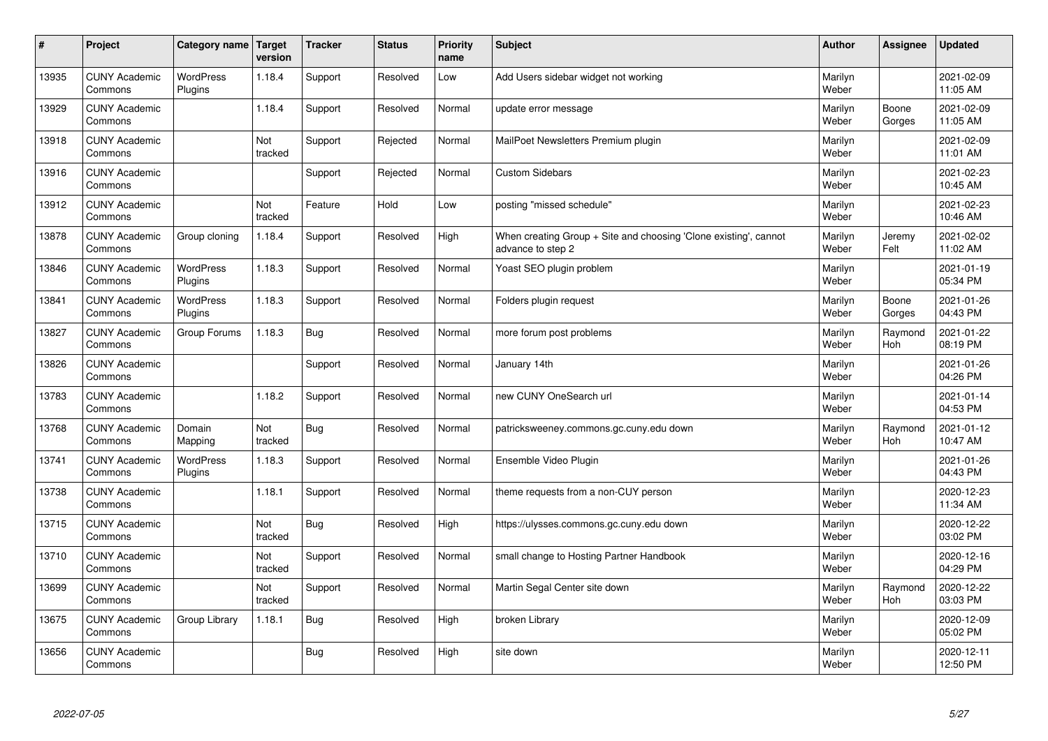| # | Project | Category name | Target version | Tracker | Status | Priority name | Subject | Author | Assignee | Updated |
|---|---|---|---|---|---|---|---|---|---|---|
| 13935 | CUNY Academic Commons | WordPress Plugins | 1.18.4 | Support | Resolved | Low | Add Users sidebar widget not working | Marilyn Weber | | 2021-02-09 11:05 AM |
| 13929 | CUNY Academic Commons | | 1.18.4 | Support | Resolved | Normal | update error message | Marilyn Weber | Boone Gorges | 2021-02-09 11:05 AM |
| 13918 | CUNY Academic Commons | | Not tracked | Support | Rejected | Normal | MailPoet Newsletters Premium plugin | Marilyn Weber | | 2021-02-09 11:01 AM |
| 13916 | CUNY Academic Commons | | | Support | Rejected | Normal | Custom Sidebars | Marilyn Weber | | 2021-02-23 10:45 AM |
| 13912 | CUNY Academic Commons | | Not tracked | Feature | Hold | Low | posting "missed schedule" | Marilyn Weber | | 2021-02-23 10:46 AM |
| 13878 | CUNY Academic Commons | Group cloning | 1.18.4 | Support | Resolved | High | When creating Group + Site and choosing 'Clone existing', cannot advance to step 2 | Marilyn Weber | Jeremy Felt | 2021-02-02 11:02 AM |
| 13846 | CUNY Academic Commons | WordPress Plugins | 1.18.3 | Support | Resolved | Normal | Yoast SEO plugin problem | Marilyn Weber | | 2021-01-19 05:34 PM |
| 13841 | CUNY Academic Commons | WordPress Plugins | 1.18.3 | Support | Resolved | Normal | Folders plugin request | Marilyn Weber | Boone Gorges | 2021-01-26 04:43 PM |
| 13827 | CUNY Academic Commons | Group Forums | 1.18.3 | Bug | Resolved | Normal | more forum post problems | Marilyn Weber | Raymond Hoh | 2021-01-22 08:19 PM |
| 13826 | CUNY Academic Commons | | | Support | Resolved | Normal | January 14th | Marilyn Weber | | 2021-01-26 04:26 PM |
| 13783 | CUNY Academic Commons | | 1.18.2 | Support | Resolved | Normal | new CUNY OneSearch url | Marilyn Weber | | 2021-01-14 04:53 PM |
| 13768 | CUNY Academic Commons | Domain Mapping | Not tracked | Bug | Resolved | Normal | patricksweeney.commons.gc.cuny.edu down | Marilyn Weber | Raymond Hoh | 2021-01-12 10:47 AM |
| 13741 | CUNY Academic Commons | WordPress Plugins | 1.18.3 | Support | Resolved | Normal | Ensemble Video Plugin | Marilyn Weber | | 2021-01-26 04:43 PM |
| 13738 | CUNY Academic Commons | | 1.18.1 | Support | Resolved | Normal | theme requests from a non-CUY person | Marilyn Weber | | 2020-12-23 11:34 AM |
| 13715 | CUNY Academic Commons | | Not tracked | Bug | Resolved | High | https://ulysses.commons.gc.cuny.edu down | Marilyn Weber | | 2020-12-22 03:02 PM |
| 13710 | CUNY Academic Commons | | Not tracked | Support | Resolved | Normal | small change to Hosting Partner Handbook | Marilyn Weber | | 2020-12-16 04:29 PM |
| 13699 | CUNY Academic Commons | | Not tracked | Support | Resolved | Normal | Martin Segal Center site down | Marilyn Weber | Raymond Hoh | 2020-12-22 03:03 PM |
| 13675 | CUNY Academic Commons | Group Library | 1.18.1 | Bug | Resolved | High | broken Library | Marilyn Weber | | 2020-12-09 05:02 PM |
| 13656 | CUNY Academic Commons | | | Bug | Resolved | High | site down | Marilyn Weber | | 2020-12-11 12:50 PM |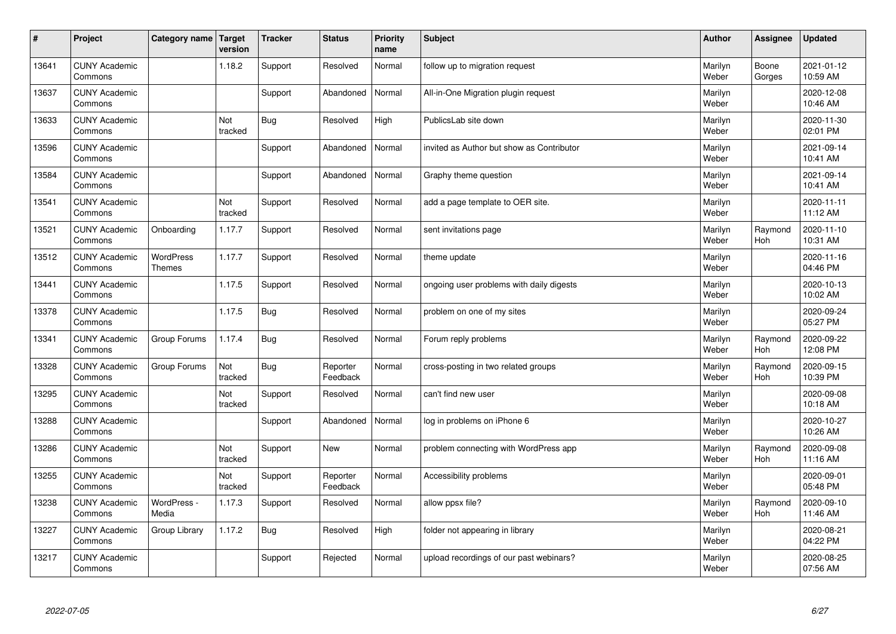| # | Project | Category name | Target version | Tracker | Status | Priority name | Subject | Author | Assignee | Updated |
| --- | --- | --- | --- | --- | --- | --- | --- | --- | --- | --- |
| 13641 | CUNY Academic Commons | | 1.18.2 | Support | Resolved | Normal | follow up to migration request | Marilyn Weber | Boone Gorges | 2021-01-12 10:59 AM |
| 13637 | CUNY Academic Commons | | | Support | Abandoned | Normal | All-in-One Migration plugin request | Marilyn Weber | | 2020-12-08 10:46 AM |
| 13633 | CUNY Academic Commons | | Not tracked | Bug | Resolved | High | PublicsLab site down | Marilyn Weber | | 2020-11-30 02:01 PM |
| 13596 | CUNY Academic Commons | | | Support | Abandoned | Normal | invited as Author but show as Contributor | Marilyn Weber | | 2021-09-14 10:41 AM |
| 13584 | CUNY Academic Commons | | | Support | Abandoned | Normal | Graphy theme question | Marilyn Weber | | 2021-09-14 10:41 AM |
| 13541 | CUNY Academic Commons | | Not tracked | Support | Resolved | Normal | add a page template to OER site. | Marilyn Weber | | 2020-11-11 11:12 AM |
| 13521 | CUNY Academic Commons | Onboarding | 1.17.7 | Support | Resolved | Normal | sent invitations page | Marilyn Weber | Raymond Hoh | 2020-11-10 10:31 AM |
| 13512 | CUNY Academic Commons | WordPress Themes | 1.17.7 | Support | Resolved | Normal | theme update | Marilyn Weber | | 2020-11-16 04:46 PM |
| 13441 | CUNY Academic Commons | | 1.17.5 | Support | Resolved | Normal | ongoing user problems with daily digests | Marilyn Weber | | 2020-10-13 10:02 AM |
| 13378 | CUNY Academic Commons | | 1.17.5 | Bug | Resolved | Normal | problem on one of my sites | Marilyn Weber | | 2020-09-24 05:27 PM |
| 13341 | CUNY Academic Commons | Group Forums | 1.17.4 | Bug | Resolved | Normal | Forum reply problems | Marilyn Weber | Raymond Hoh | 2020-09-22 12:08 PM |
| 13328 | CUNY Academic Commons | Group Forums | Not tracked | Bug | Reporter Feedback | Normal | cross-posting in two related groups | Marilyn Weber | Raymond Hoh | 2020-09-15 10:39 PM |
| 13295 | CUNY Academic Commons | | Not tracked | Support | Resolved | Normal | can't find new user | Marilyn Weber | | 2020-09-08 10:18 AM |
| 13288 | CUNY Academic Commons | | | Support | Abandoned | Normal | log in problems on iPhone 6 | Marilyn Weber | | 2020-10-27 10:26 AM |
| 13286 | CUNY Academic Commons | | Not tracked | Support | New | Normal | problem connecting with WordPress app | Marilyn Weber | Raymond Hoh | 2020-09-08 11:16 AM |
| 13255 | CUNY Academic Commons | | Not tracked | Support | Reporter Feedback | Normal | Accessibility problems | Marilyn Weber | | 2020-09-01 05:48 PM |
| 13238 | CUNY Academic Commons | WordPress - Media | 1.17.3 | Support | Resolved | Normal | allow ppsx file? | Marilyn Weber | Raymond Hoh | 2020-09-10 11:46 AM |
| 13227 | CUNY Academic Commons | Group Library | 1.17.2 | Bug | Resolved | High | folder not appearing in library | Marilyn Weber | | 2020-08-21 04:22 PM |
| 13217 | CUNY Academic Commons | | | Support | Rejected | Normal | upload recordings of our past webinars? | Marilyn Weber | | 2020-08-25 07:56 AM |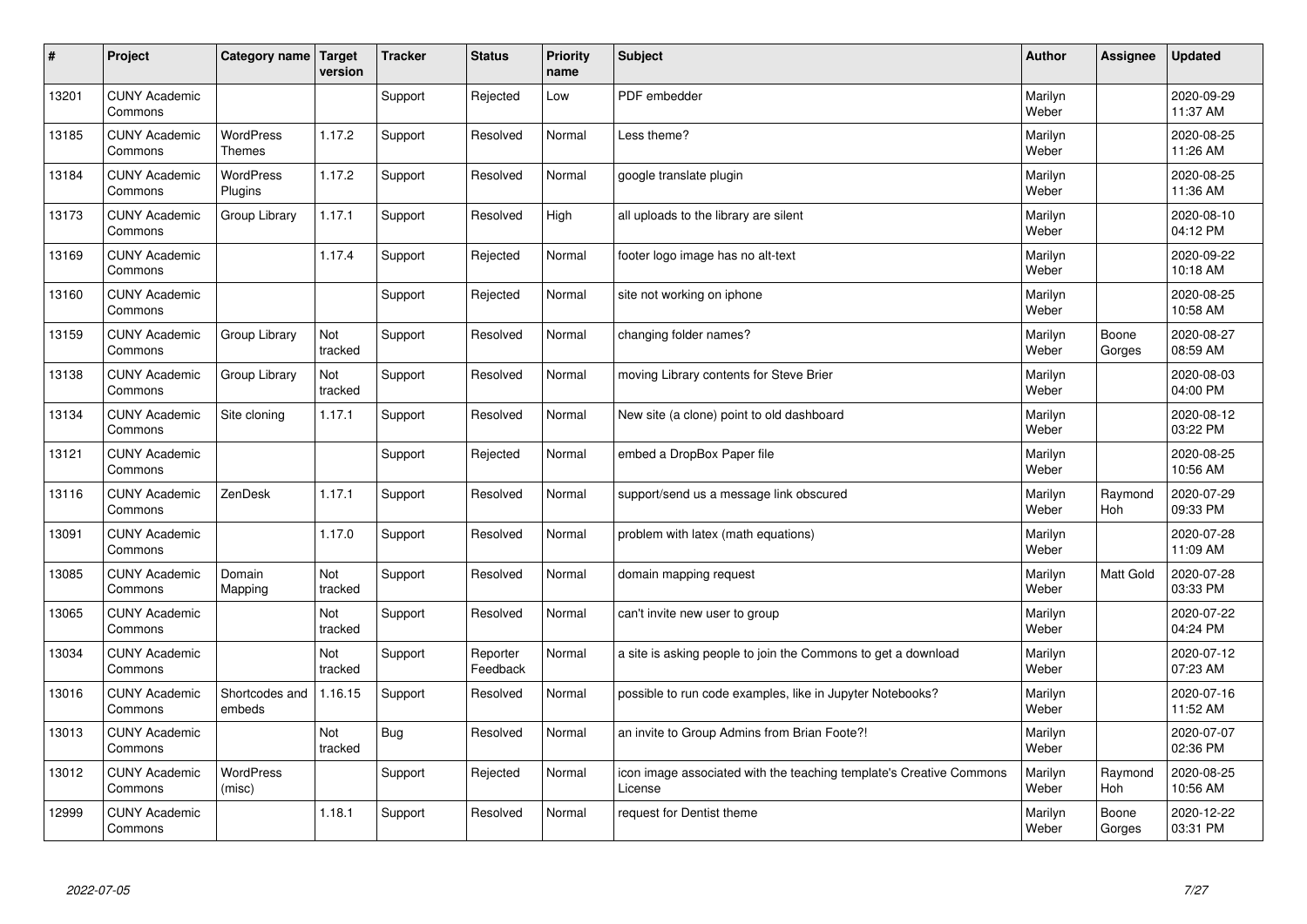| # | Project | Category name | Target version | Tracker | Status | Priority name | Subject | Author | Assignee | Updated |
|---|---|---|---|---|---|---|---|---|---|---|
| 13201 | CUNY Academic Commons | | | Support | Rejected | Low | PDF embedder | Marilyn Weber | | 2020-09-29 11:37 AM |
| 13185 | CUNY Academic Commons | WordPress Themes | 1.17.2 | Support | Resolved | Normal | Less theme? | Marilyn Weber | | 2020-08-25 11:26 AM |
| 13184 | CUNY Academic Commons | WordPress Plugins | 1.17.2 | Support | Resolved | Normal | google translate plugin | Marilyn Weber | | 2020-08-25 11:36 AM |
| 13173 | CUNY Academic Commons | Group Library | 1.17.1 | Support | Resolved | High | all uploads to the library are silent | Marilyn Weber | | 2020-08-10 04:12 PM |
| 13169 | CUNY Academic Commons | | 1.17.4 | Support | Rejected | Normal | footer logo image has no alt-text | Marilyn Weber | | 2020-09-22 10:18 AM |
| 13160 | CUNY Academic Commons | | | Support | Rejected | Normal | site not working on iphone | Marilyn Weber | | 2020-08-25 10:58 AM |
| 13159 | CUNY Academic Commons | Group Library | Not tracked | Support | Resolved | Normal | changing folder names? | Marilyn Weber | Boone Gorges | 2020-08-27 08:59 AM |
| 13138 | CUNY Academic Commons | Group Library | Not tracked | Support | Resolved | Normal | moving Library contents for Steve Brier | Marilyn Weber | | 2020-08-03 04:00 PM |
| 13134 | CUNY Academic Commons | Site cloning | 1.17.1 | Support | Resolved | Normal | New site (a clone) point to old dashboard | Marilyn Weber | | 2020-08-12 03:22 PM |
| 13121 | CUNY Academic Commons | | | Support | Rejected | Normal | embed a DropBox Paper file | Marilyn Weber | | 2020-08-25 10:56 AM |
| 13116 | CUNY Academic Commons | ZenDesk | 1.17.1 | Support | Resolved | Normal | support/send us a message link obscured | Marilyn Weber | Raymond Hoh | 2020-07-29 09:33 PM |
| 13091 | CUNY Academic Commons | | 1.17.0 | Support | Resolved | Normal | problem with latex (math equations) | Marilyn Weber | | 2020-07-28 11:09 AM |
| 13085 | CUNY Academic Commons | Domain Mapping | Not tracked | Support | Resolved | Normal | domain mapping request | Marilyn Weber | Matt Gold | 2020-07-28 03:33 PM |
| 13065 | CUNY Academic Commons | | Not tracked | Support | Resolved | Normal | can't invite new user to group | Marilyn Weber | | 2020-07-22 04:24 PM |
| 13034 | CUNY Academic Commons | | Not tracked | Support | Reporter Feedback | Normal | a site is asking people to join the Commons to get a download | Marilyn Weber | | 2020-07-12 07:23 AM |
| 13016 | CUNY Academic Commons | Shortcodes and embeds | 1.16.15 | Support | Resolved | Normal | possible to run code examples, like in Jupyter Notebooks? | Marilyn Weber | | 2020-07-16 11:52 AM |
| 13013 | CUNY Academic Commons | | Not tracked | Bug | Resolved | Normal | an invite to Group Admins from Brian Foote?! | Marilyn Weber | | 2020-07-07 02:36 PM |
| 13012 | CUNY Academic Commons | WordPress (misc) | | Support | Rejected | Normal | icon image associated with the teaching template's Creative Commons License | Marilyn Weber | Raymond Hoh | 2020-08-25 10:56 AM |
| 12999 | CUNY Academic Commons | | 1.18.1 | Support | Resolved | Normal | request for Dentist theme | Marilyn Weber | Boone Gorges | 2020-12-22 03:31 PM |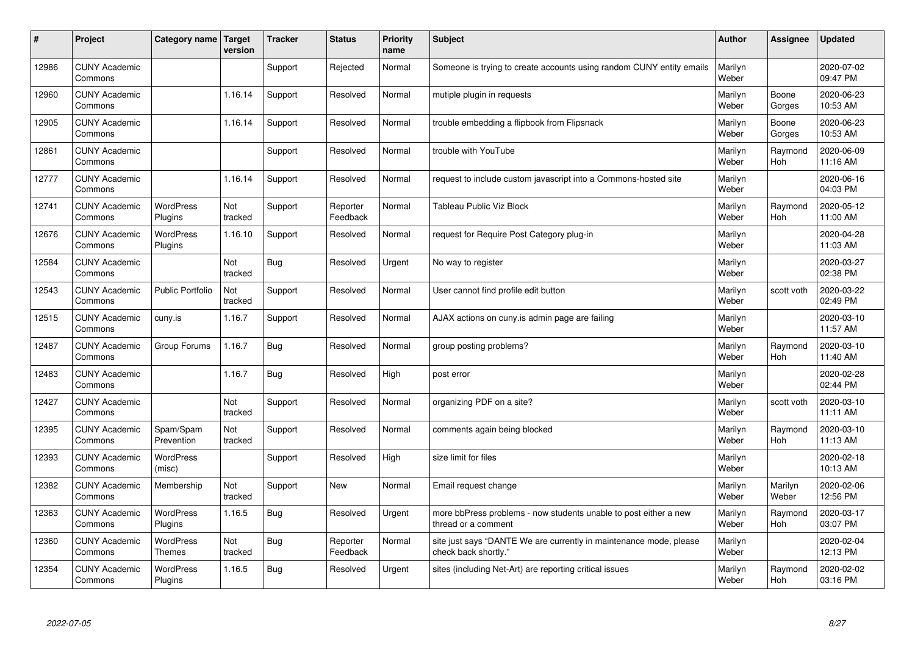| # | Project | Category name | Target version | Tracker | Status | Priority name | Subject | Author | Assignee | Updated |
|---|---|---|---|---|---|---|---|---|---|---|
| 12986 | CUNY Academic Commons | | | Support | Rejected | Normal | Someone is trying to create accounts using random CUNY entity emails | Marilyn Weber | | 2020-07-02 09:47 PM |
| 12960 | CUNY Academic Commons | | 1.16.14 | Support | Resolved | Normal | mutiple plugin in requests | Marilyn Weber | Boone Gorges | 2020-06-23 10:53 AM |
| 12905 | CUNY Academic Commons | | 1.16.14 | Support | Resolved | Normal | trouble embedding a flipbook from Flipsnack | Marilyn Weber | Boone Gorges | 2020-06-23 10:53 AM |
| 12861 | CUNY Academic Commons | | | Support | Resolved | Normal | trouble with YouTube | Marilyn Weber | Raymond Hoh | 2020-06-09 11:16 AM |
| 12777 | CUNY Academic Commons | | 1.16.14 | Support | Resolved | Normal | request to include custom javascript into a Commons-hosted site | Marilyn Weber | | 2020-06-16 04:03 PM |
| 12741 | CUNY Academic Commons | WordPress Plugins | Not tracked | Support | Reporter Feedback | Normal | Tableau Public Viz Block | Marilyn Weber | Raymond Hoh | 2020-05-12 11:00 AM |
| 12676 | CUNY Academic Commons | WordPress Plugins | 1.16.10 | Support | Resolved | Normal | request for Require Post Category plug-in | Marilyn Weber | | 2020-04-28 11:03 AM |
| 12584 | CUNY Academic Commons | | Not tracked | Bug | Resolved | Urgent | No way to register | Marilyn Weber | | 2020-03-27 02:38 PM |
| 12543 | CUNY Academic Commons | Public Portfolio | Not tracked | Support | Resolved | Normal | User cannot find profile edit button | Marilyn Weber | scott voth | 2020-03-22 02:49 PM |
| 12515 | CUNY Academic Commons | cuny.is | 1.16.7 | Support | Resolved | Normal | AJAX actions on cuny.is admin page are failing | Marilyn Weber | | 2020-03-10 11:57 AM |
| 12487 | CUNY Academic Commons | Group Forums | 1.16.7 | Bug | Resolved | Normal | group posting problems? | Marilyn Weber | Raymond Hoh | 2020-03-10 11:40 AM |
| 12483 | CUNY Academic Commons | | 1.16.7 | Bug | Resolved | High | post error | Marilyn Weber | | 2020-02-28 02:44 PM |
| 12427 | CUNY Academic Commons | | Not tracked | Support | Resolved | Normal | organizing PDF on a site? | Marilyn Weber | scott voth | 2020-03-10 11:11 AM |
| 12395 | CUNY Academic Commons | Spam/Spam Prevention | Not tracked | Support | Resolved | Normal | comments again being blocked | Marilyn Weber | Raymond Hoh | 2020-03-10 11:13 AM |
| 12393 | CUNY Academic Commons | WordPress (misc) | | Support | Resolved | High | size limit for files | Marilyn Weber | | 2020-02-18 10:13 AM |
| 12382 | CUNY Academic Commons | Membership | Not tracked | Support | New | Normal | Email request change | Marilyn Weber | Marilyn Weber | 2020-02-06 12:56 PM |
| 12363 | CUNY Academic Commons | WordPress Plugins | 1.16.5 | Bug | Resolved | Urgent | more bbPress problems - now students unable to post either a new thread or a comment | Marilyn Weber | Raymond Hoh | 2020-03-17 03:07 PM |
| 12360 | CUNY Academic Commons | WordPress Themes | Not tracked | Bug | Reporter Feedback | Normal | site just says "DANTE We are currently in maintenance mode, please check back shortly." | Marilyn Weber | | 2020-02-04 12:13 PM |
| 12354 | CUNY Academic Commons | WordPress Plugins | 1.16.5 | Bug | Resolved | Urgent | sites (including Net-Art) are reporting critical issues | Marilyn Weber | Raymond Hoh | 2020-02-02 03:16 PM |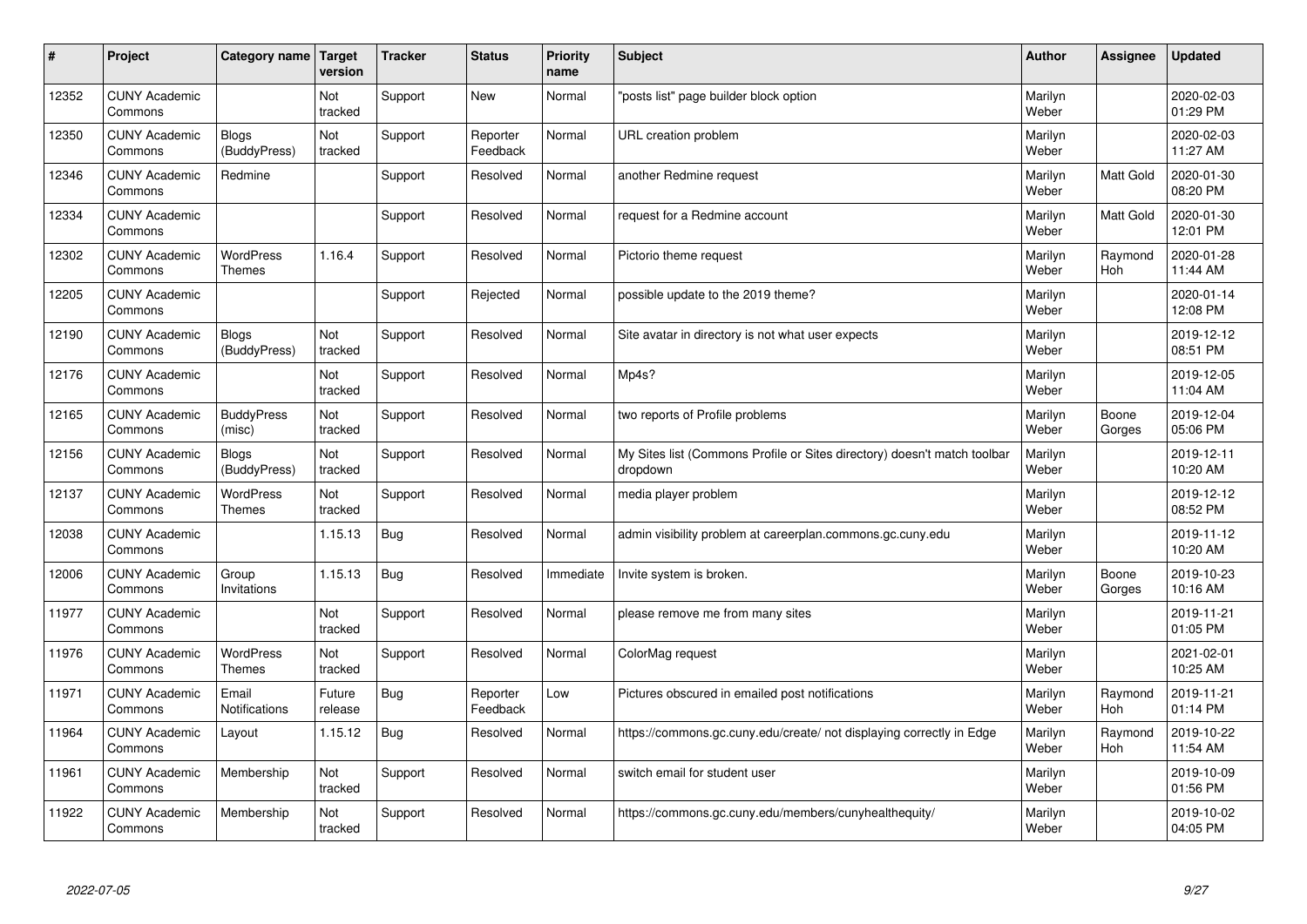| # | Project | Category name | Target version | Tracker | Status | Priority name | Subject | Author | Assignee | Updated |
|---|---|---|---|---|---|---|---|---|---|---|
| 12352 | CUNY Academic Commons | | Not tracked | Support | New | Normal | "posts list" page builder block option | Marilyn Weber | | 2020-02-03 01:29 PM |
| 12350 | CUNY Academic Commons | Blogs (BuddyPress) | Not tracked | Support | Reporter Feedback | Normal | URL creation problem | Marilyn Weber | | 2020-02-03 11:27 AM |
| 12346 | CUNY Academic Commons | Redmine | | Support | Resolved | Normal | another Redmine request | Marilyn Weber | Matt Gold | 2020-01-30 08:20 PM |
| 12334 | CUNY Academic Commons | | | Support | Resolved | Normal | request for a Redmine account | Marilyn Weber | Matt Gold | 2020-01-30 12:01 PM |
| 12302 | CUNY Academic Commons | WordPress Themes | 1.16.4 | Support | Resolved | Normal | Pictorio theme request | Marilyn Weber | Raymond Hoh | 2020-01-28 11:44 AM |
| 12205 | CUNY Academic Commons | | | Support | Rejected | Normal | possible update to the 2019 theme? | Marilyn Weber | | 2020-01-14 12:08 PM |
| 12190 | CUNY Academic Commons | Blogs (BuddyPress) | Not tracked | Support | Resolved | Normal | Site avatar in directory is not what user expects | Marilyn Weber | | 2019-12-12 08:51 PM |
| 12176 | CUNY Academic Commons | | Not tracked | Support | Resolved | Normal | Mp4s? | Marilyn Weber | | 2019-12-05 11:04 AM |
| 12165 | CUNY Academic Commons | BuddyPress (misc) | Not tracked | Support | Resolved | Normal | two reports of Profile problems | Marilyn Weber | Boone Gorges | 2019-12-04 05:06 PM |
| 12156 | CUNY Academic Commons | Blogs (BuddyPress) | Not tracked | Support | Resolved | Normal | My Sites list (Commons Profile or Sites directory) doesn't match toolbar dropdown | Marilyn Weber | | 2019-12-11 10:20 AM |
| 12137 | CUNY Academic Commons | WordPress Themes | Not tracked | Support | Resolved | Normal | media player problem | Marilyn Weber | | 2019-12-12 08:52 PM |
| 12038 | CUNY Academic Commons | | 1.15.13 | Bug | Resolved | Normal | admin visibility problem at careerplan.commons.gc.cuny.edu | Marilyn Weber | | 2019-11-12 10:20 AM |
| 12006 | CUNY Academic Commons | Group Invitations | 1.15.13 | Bug | Resolved | Immediate | Invite system is broken. | Marilyn Weber | Boone Gorges | 2019-10-23 10:16 AM |
| 11977 | CUNY Academic Commons | | Not tracked | Support | Resolved | Normal | please remove me from many sites | Marilyn Weber | | 2019-11-21 01:05 PM |
| 11976 | CUNY Academic Commons | WordPress Themes | Not tracked | Support | Resolved | Normal | ColorMag request | Marilyn Weber | | 2021-02-01 10:25 AM |
| 11971 | CUNY Academic Commons | Email Notifications | Future release | Bug | Reporter Feedback | Low | Pictures obscured in emailed post notifications | Marilyn Weber | Raymond Hoh | 2019-11-21 01:14 PM |
| 11964 | CUNY Academic Commons | Layout | 1.15.12 | Bug | Resolved | Normal | https://commons.gc.cuny.edu/create/ not displaying correctly in Edge | Marilyn Weber | Raymond Hoh | 2019-10-22 11:54 AM |
| 11961 | CUNY Academic Commons | Membership | Not tracked | Support | Resolved | Normal | switch email for student user | Marilyn Weber | | 2019-10-09 01:56 PM |
| 11922 | CUNY Academic Commons | Membership | Not tracked | Support | Resolved | Normal | https://commons.gc.cuny.edu/members/cunyhealthequity/ | Marilyn Weber | | 2019-10-02 04:05 PM |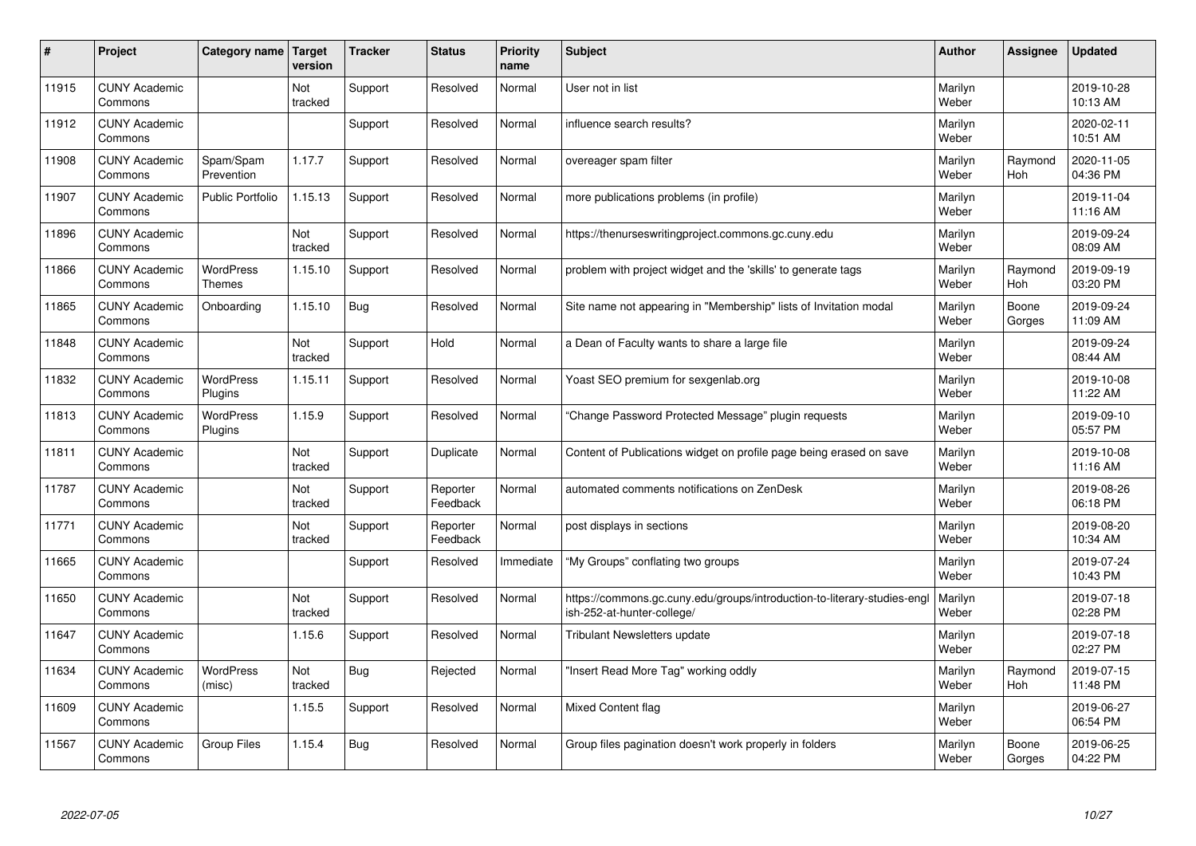| # | Project | Category name | Target version | Tracker | Status | Priority name | Subject | Author | Assignee | Updated |
|---|---|---|---|---|---|---|---|---|---|---|
| 11915 | CUNY Academic Commons | | Not tracked | Support | Resolved | Normal | User not in list | Marilyn Weber | | 2019-10-28 10:13 AM |
| 11912 | CUNY Academic Commons | | | Support | Resolved | Normal | influence search results? | Marilyn Weber | | 2020-02-11 10:51 AM |
| 11908 | CUNY Academic Commons | Spam/Spam Prevention | 1.17.7 | Support | Resolved | Normal | overeager spam filter | Marilyn Weber | Raymond Hoh | 2020-11-05 04:36 PM |
| 11907 | CUNY Academic Commons | Public Portfolio | 1.15.13 | Support | Resolved | Normal | more publications problems (in profile) | Marilyn Weber | | 2019-11-04 11:16 AM |
| 11896 | CUNY Academic Commons | | Not tracked | Support | Resolved | Normal | https://thenurseswritingproject.commons.gc.cuny.edu | Marilyn Weber | | 2019-09-24 08:09 AM |
| 11866 | CUNY Academic Commons | WordPress Themes | 1.15.10 | Support | Resolved | Normal | problem with project widget and the 'skills' to generate tags | Marilyn Weber | Raymond Hoh | 2019-09-19 03:20 PM |
| 11865 | CUNY Academic Commons | Onboarding | 1.15.10 | Bug | Resolved | Normal | Site name not appearing in "Membership" lists of Invitation modal | Marilyn Weber | Boone Gorges | 2019-09-24 11:09 AM |
| 11848 | CUNY Academic Commons | | Not tracked | Support | Hold | Normal | a Dean of Faculty wants to share a large file | Marilyn Weber | | 2019-09-24 08:44 AM |
| 11832 | CUNY Academic Commons | WordPress Plugins | 1.15.11 | Support | Resolved | Normal | Yoast SEO premium for sexgenlab.org | Marilyn Weber | | 2019-10-08 11:22 AM |
| 11813 | CUNY Academic Commons | WordPress Plugins | 1.15.9 | Support | Resolved | Normal | "Change Password Protected Message" plugin requests | Marilyn Weber | | 2019-09-10 05:57 PM |
| 11811 | CUNY Academic Commons | | Not tracked | Support | Duplicate | Normal | Content of Publications widget on profile page being erased on save | Marilyn Weber | | 2019-10-08 11:16 AM |
| 11787 | CUNY Academic Commons | | Not tracked | Support | Reporter Feedback | Normal | automated comments notifications on ZenDesk | Marilyn Weber | | 2019-08-26 06:18 PM |
| 11771 | CUNY Academic Commons | | Not tracked | Support | Reporter Feedback | Normal | post displays in sections | Marilyn Weber | | 2019-08-20 10:34 AM |
| 11665 | CUNY Academic Commons | | | Support | Resolved | Immediate | "My Groups" conflating two groups | Marilyn Weber | | 2019-07-24 10:43 PM |
| 11650 | CUNY Academic Commons | | Not tracked | Support | Resolved | Normal | https://commons.gc.cuny.edu/groups/introduction-to-literary-studies-english-252-at-hunter-college/ | Marilyn Weber | | 2019-07-18 02:28 PM |
| 11647 | CUNY Academic Commons | | 1.15.6 | Support | Resolved | Normal | Tribulant Newsletters update | Marilyn Weber | | 2019-07-18 02:27 PM |
| 11634 | CUNY Academic Commons | WordPress (misc) | Not tracked | Bug | Rejected | Normal | "Insert Read More Tag" working oddly | Marilyn Weber | Raymond Hoh | 2019-07-15 11:48 PM |
| 11609 | CUNY Academic Commons | | 1.15.5 | Support | Resolved | Normal | Mixed Content flag | Marilyn Weber | | 2019-06-27 06:54 PM |
| 11567 | CUNY Academic Commons | Group Files | 1.15.4 | Bug | Resolved | Normal | Group files pagination doesn't work properly in folders | Marilyn Weber | Boone Gorges | 2019-06-25 04:22 PM |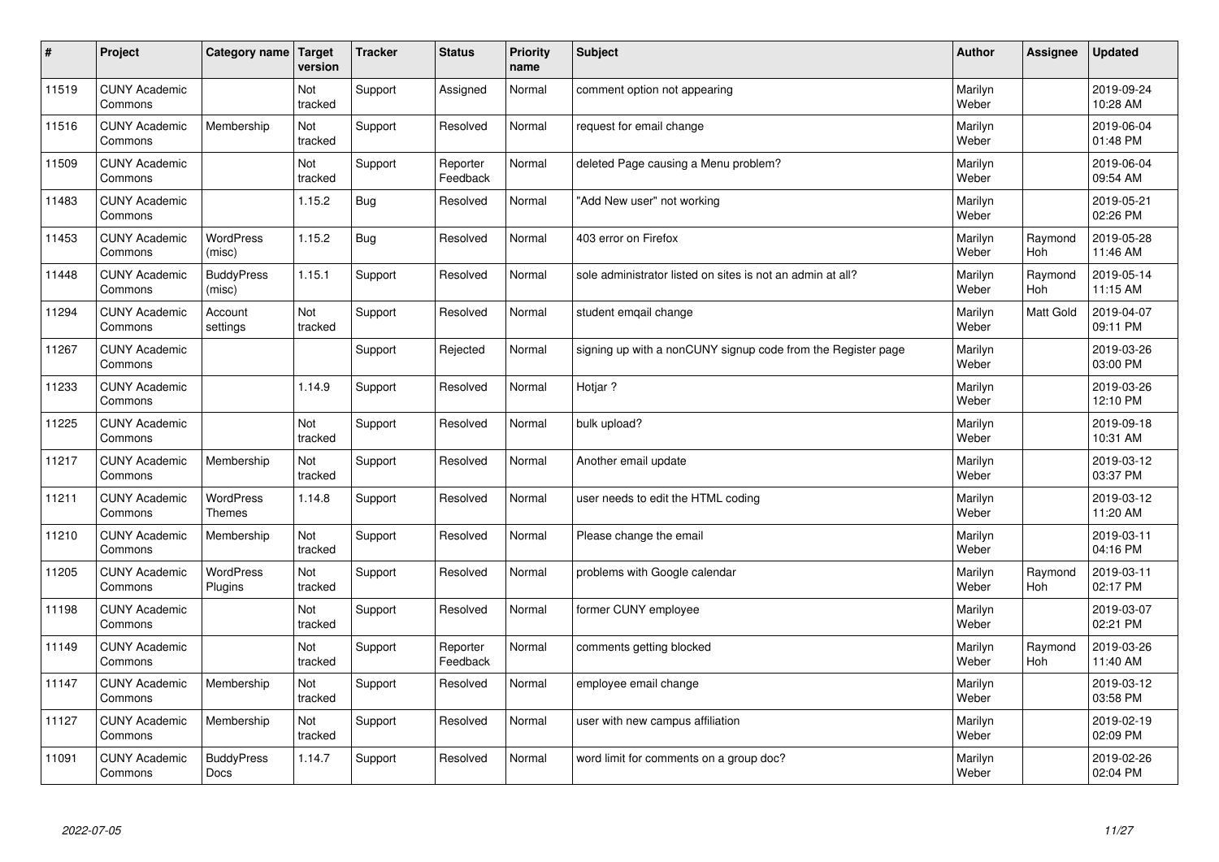| # | Project | Category name | Target version | Tracker | Status | Priority name | Subject | Author | Assignee | Updated |
|---|---|---|---|---|---|---|---|---|---|---|
| 11519 | CUNY Academic Commons | | Not tracked | Support | Assigned | Normal | comment option not appearing | Marilyn Weber | | 2019-09-24 10:28 AM |
| 11516 | CUNY Academic Commons | Membership | Not tracked | Support | Resolved | Normal | request for email change | Marilyn Weber | | 2019-06-04 01:48 PM |
| 11509 | CUNY Academic Commons | | Not tracked | Support | Reporter Feedback | Normal | deleted Page causing a Menu problem? | Marilyn Weber | | 2019-06-04 09:54 AM |
| 11483 | CUNY Academic Commons | | 1.15.2 | Bug | Resolved | Normal | "Add New user" not working | Marilyn Weber | | 2019-05-21 02:26 PM |
| 11453 | CUNY Academic Commons | WordPress (misc) | 1.15.2 | Bug | Resolved | Normal | 403 error on Firefox | Marilyn Weber | Raymond Hoh | 2019-05-28 11:46 AM |
| 11448 | CUNY Academic Commons | BuddyPress (misc) | 1.15.1 | Support | Resolved | Normal | sole administrator listed on sites is not an admin at all? | Marilyn Weber | Raymond Hoh | 2019-05-14 11:15 AM |
| 11294 | CUNY Academic Commons | Account settings | Not tracked | Support | Resolved | Normal | student emqail change | Marilyn Weber | Matt Gold | 2019-04-07 09:11 PM |
| 11267 | CUNY Academic Commons | | | Support | Rejected | Normal | signing up with a nonCUNY signup code from the Register page | Marilyn Weber | | 2019-03-26 03:00 PM |
| 11233 | CUNY Academic Commons | | 1.14.9 | Support | Resolved | Normal | Hotjar ? | Marilyn Weber | | 2019-03-26 12:10 PM |
| 11225 | CUNY Academic Commons | | Not tracked | Support | Resolved | Normal | bulk upload? | Marilyn Weber | | 2019-09-18 10:31 AM |
| 11217 | CUNY Academic Commons | Membership | Not tracked | Support | Resolved | Normal | Another email update | Marilyn Weber | | 2019-03-12 03:37 PM |
| 11211 | CUNY Academic Commons | WordPress Themes | 1.14.8 | Support | Resolved | Normal | user needs to edit the HTML coding | Marilyn Weber | | 2019-03-12 11:20 AM |
| 11210 | CUNY Academic Commons | Membership | Not tracked | Support | Resolved | Normal | Please change the email | Marilyn Weber | | 2019-03-11 04:16 PM |
| 11205 | CUNY Academic Commons | WordPress Plugins | Not tracked | Support | Resolved | Normal | problems with Google calendar | Marilyn Weber | Raymond Hoh | 2019-03-11 02:17 PM |
| 11198 | CUNY Academic Commons | | Not tracked | Support | Resolved | Normal | former CUNY employee | Marilyn Weber | | 2019-03-07 02:21 PM |
| 11149 | CUNY Academic Commons | | Not tracked | Support | Reporter Feedback | Normal | comments getting blocked | Marilyn Weber | Raymond Hoh | 2019-03-26 11:40 AM |
| 11147 | CUNY Academic Commons | Membership | Not tracked | Support | Resolved | Normal | employee email change | Marilyn Weber | | 2019-03-12 03:58 PM |
| 11127 | CUNY Academic Commons | Membership | Not tracked | Support | Resolved | Normal | user with new campus affiliation | Marilyn Weber | | 2019-02-19 02:09 PM |
| 11091 | CUNY Academic Commons | BuddyPress Docs | 1.14.7 | Support | Resolved | Normal | word limit for comments on a group doc? | Marilyn Weber | | 2019-02-26 02:04 PM |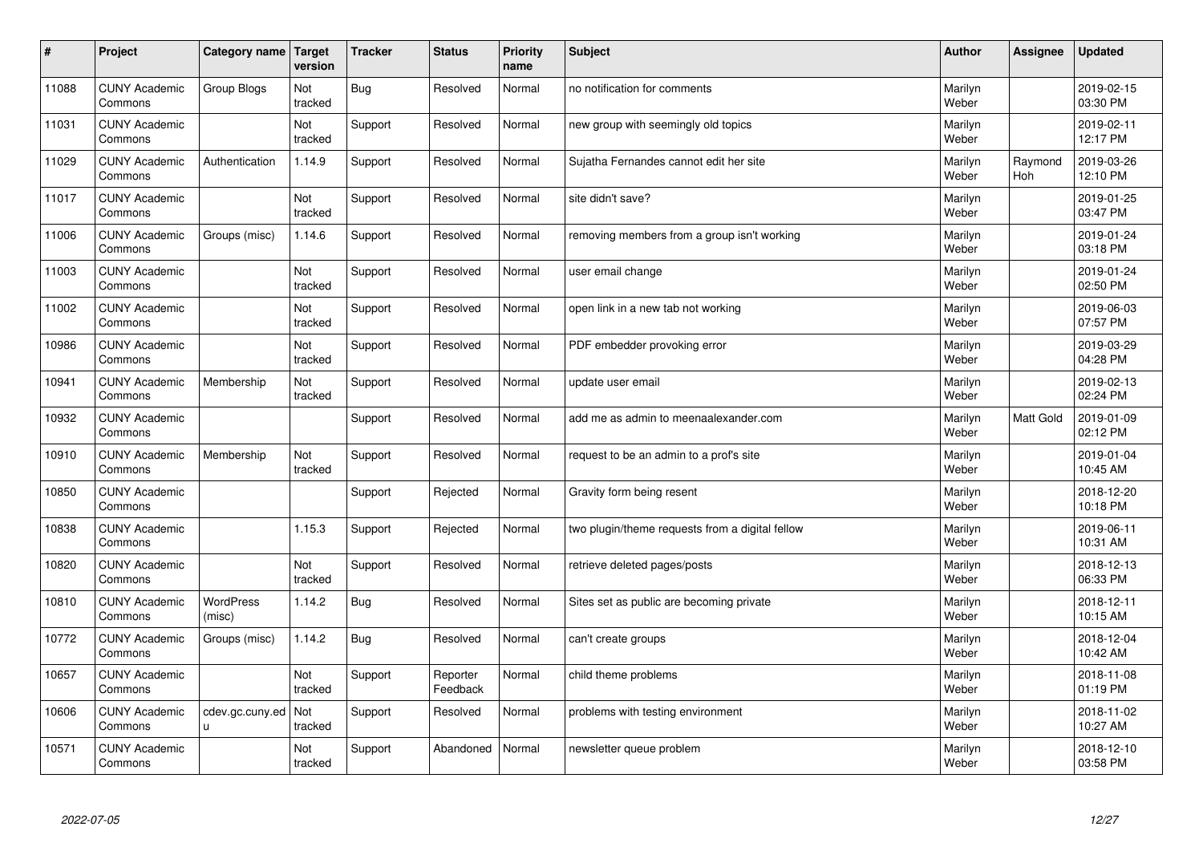| # | Project | Category name | Target version | Tracker | Status | Priority name | Subject | Author | Assignee | Updated |
|---|---|---|---|---|---|---|---|---|---|---|
| 11088 | CUNY Academic Commons | Group Blogs | Not tracked | Bug | Resolved | Normal | no notification for comments | Marilyn Weber | | 2019-02-15 03:30 PM |
| 11031 | CUNY Academic Commons | | Not tracked | Support | Resolved | Normal | new group with seemingly old topics | Marilyn Weber | | 2019-02-11 12:17 PM |
| 11029 | CUNY Academic Commons | Authentication | 1.14.9 | Support | Resolved | Normal | Sujatha Fernandes cannot edit her site | Marilyn Weber | Raymond Hoh | 2019-03-26 12:10 PM |
| 11017 | CUNY Academic Commons | | Not tracked | Support | Resolved | Normal | site didn't save? | Marilyn Weber | | 2019-01-25 03:47 PM |
| 11006 | CUNY Academic Commons | Groups (misc) | 1.14.6 | Support | Resolved | Normal | removing members from a group isn't working | Marilyn Weber | | 2019-01-24 03:18 PM |
| 11003 | CUNY Academic Commons | | Not tracked | Support | Resolved | Normal | user email change | Marilyn Weber | | 2019-01-24 02:50 PM |
| 11002 | CUNY Academic Commons | | Not tracked | Support | Resolved | Normal | open link in a new tab not working | Marilyn Weber | | 2019-06-03 07:57 PM |
| 10986 | CUNY Academic Commons | | Not tracked | Support | Resolved | Normal | PDF embedder provoking error | Marilyn Weber | | 2019-03-29 04:28 PM |
| 10941 | CUNY Academic Commons | Membership | Not tracked | Support | Resolved | Normal | update user email | Marilyn Weber | | 2019-02-13 02:24 PM |
| 10932 | CUNY Academic Commons | | | Support | Resolved | Normal | add me as admin to meenaalexander.com | Marilyn Weber | Matt Gold | 2019-01-09 02:12 PM |
| 10910 | CUNY Academic Commons | Membership | Not tracked | Support | Resolved | Normal | request to be an admin to a prof's site | Marilyn Weber | | 2019-01-04 10:45 AM |
| 10850 | CUNY Academic Commons | | | Support | Rejected | Normal | Gravity form being resent | Marilyn Weber | | 2018-12-20 10:18 PM |
| 10838 | CUNY Academic Commons | | 1.15.3 | Support | Rejected | Normal | two plugin/theme requests from a digital fellow | Marilyn Weber | | 2019-06-11 10:31 AM |
| 10820 | CUNY Academic Commons | | Not tracked | Support | Resolved | Normal | retrieve deleted pages/posts | Marilyn Weber | | 2018-12-13 06:33 PM |
| 10810 | CUNY Academic Commons | WordPress (misc) | 1.14.2 | Bug | Resolved | Normal | Sites set as public are becoming private | Marilyn Weber | | 2018-12-11 10:15 AM |
| 10772 | CUNY Academic Commons | Groups (misc) | 1.14.2 | Bug | Resolved | Normal | can't create groups | Marilyn Weber | | 2018-12-04 10:42 AM |
| 10657 | CUNY Academic Commons | | Not tracked | Support | Reporter Feedback | Normal | child theme problems | Marilyn Weber | | 2018-11-08 01:19 PM |
| 10606 | CUNY Academic Commons | cdev.gc.cuny.edu | Not tracked | Support | Resolved | Normal | problems with testing environment | Marilyn Weber | | 2018-11-02 10:27 AM |
| 10571 | CUNY Academic Commons | | Not tracked | Support | Abandoned | Normal | newsletter queue problem | Marilyn Weber | | 2018-12-10 03:58 PM |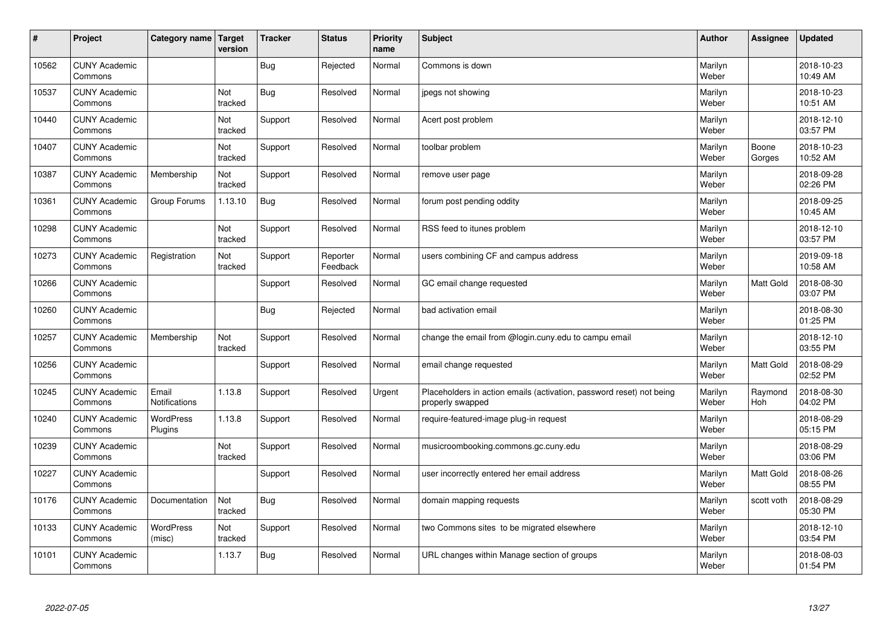| # | Project | Category name | Target version | Tracker | Status | Priority name | Subject | Author | Assignee | Updated |
|---|---|---|---|---|---|---|---|---|---|---|
| 10562 | CUNY Academic Commons | | | Bug | Rejected | Normal | Commons is down | Marilyn Weber | | 2018-10-23 10:49 AM |
| 10537 | CUNY Academic Commons | | Not tracked | Bug | Resolved | Normal | jpegs not showing | Marilyn Weber | | 2018-10-23 10:51 AM |
| 10440 | CUNY Academic Commons | | Not tracked | Support | Resolved | Normal | Acert post problem | Marilyn Weber | | 2018-12-10 03:57 PM |
| 10407 | CUNY Academic Commons | | Not tracked | Support | Resolved | Normal | toolbar problem | Marilyn Weber | Boone Gorges | 2018-10-23 10:52 AM |
| 10387 | CUNY Academic Commons | Membership | Not tracked | Support | Resolved | Normal | remove user page | Marilyn Weber | | 2018-09-28 02:26 PM |
| 10361 | CUNY Academic Commons | Group Forums | 1.13.10 | Bug | Resolved | Normal | forum post pending oddity | Marilyn Weber | | 2018-09-25 10:45 AM |
| 10298 | CUNY Academic Commons | | Not tracked | Support | Resolved | Normal | RSS feed to itunes problem | Marilyn Weber | | 2018-12-10 03:57 PM |
| 10273 | CUNY Academic Commons | Registration | Not tracked | Support | Reporter Feedback | Normal | users combining CF and campus address | Marilyn Weber | | 2019-09-18 10:58 AM |
| 10266 | CUNY Academic Commons | | | Support | Resolved | Normal | GC email change requested | Marilyn Weber | Matt Gold | 2018-08-30 03:07 PM |
| 10260 | CUNY Academic Commons | | | Bug | Rejected | Normal | bad activation email | Marilyn Weber | | 2018-08-30 01:25 PM |
| 10257 | CUNY Academic Commons | Membership | Not tracked | Support | Resolved | Normal | change the email from @login.cuny.edu to campu email | Marilyn Weber | | 2018-12-10 03:55 PM |
| 10256 | CUNY Academic Commons | | | Support | Resolved | Normal | email change requested | Marilyn Weber | Matt Gold | 2018-08-29 02:52 PM |
| 10245 | CUNY Academic Commons | Email Notifications | 1.13.8 | Support | Resolved | Urgent | Placeholders in action emails (activation, password reset) not being properly swapped | Marilyn Weber | Raymond Hoh | 2018-08-30 04:02 PM |
| 10240 | CUNY Academic Commons | WordPress Plugins | 1.13.8 | Support | Resolved | Normal | require-featured-image plug-in request | Marilyn Weber | | 2018-08-29 05:15 PM |
| 10239 | CUNY Academic Commons | | Not tracked | Support | Resolved | Normal | musicroombooking.commons.gc.cuny.edu | Marilyn Weber | | 2018-08-29 03:06 PM |
| 10227 | CUNY Academic Commons | | | Support | Resolved | Normal | user incorrectly entered her email address | Marilyn Weber | Matt Gold | 2018-08-26 08:55 PM |
| 10176 | CUNY Academic Commons | Documentation | Not tracked | Bug | Resolved | Normal | domain mapping requests | Marilyn Weber | scott voth | 2018-08-29 05:30 PM |
| 10133 | CUNY Academic Commons | WordPress (misc) | Not tracked | Support | Resolved | Normal | two Commons sites to be migrated elsewhere | Marilyn Weber | | 2018-12-10 03:54 PM |
| 10101 | CUNY Academic Commons | | 1.13.7 | Bug | Resolved | Normal | URL changes within Manage section of groups | Marilyn Weber | | 2018-08-03 01:54 PM |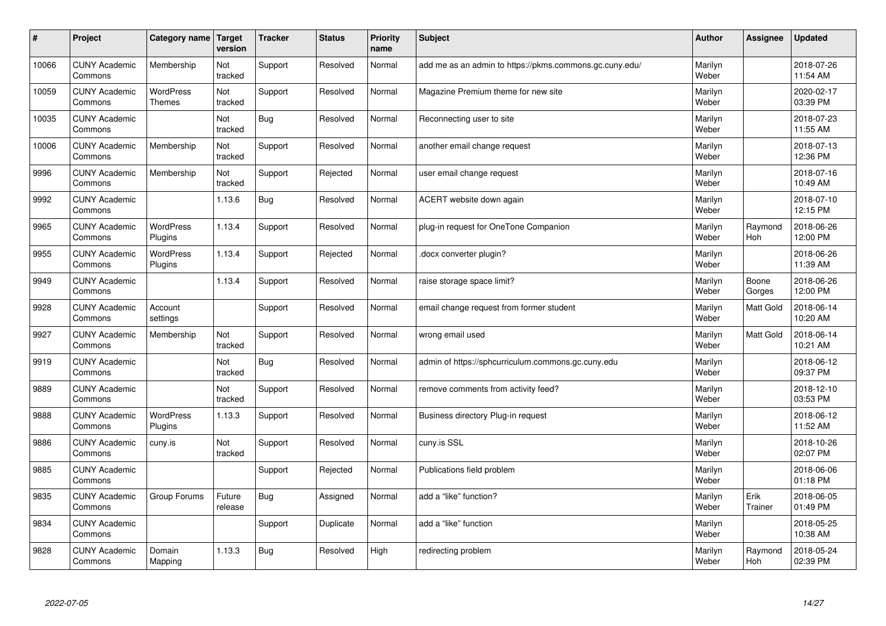| # | Project | Category name | Target version | Tracker | Status | Priority name | Subject | Author | Assignee | Updated |
|---|---|---|---|---|---|---|---|---|---|---|
| 10066 | CUNY Academic Commons | Membership | Not tracked | Support | Resolved | Normal | add me as an admin to https://pkms.commons.gc.cuny.edu/ | Marilyn Weber | | 2018-07-26 11:54 AM |
| 10059 | CUNY Academic Commons | WordPress Themes | Not tracked | Support | Resolved | Normal | Magazine Premium theme for new site | Marilyn Weber | | 2020-02-17 03:39 PM |
| 10035 | CUNY Academic Commons | | Not tracked | Bug | Resolved | Normal | Reconnecting user to site | Marilyn Weber | | 2018-07-23 11:55 AM |
| 10006 | CUNY Academic Commons | Membership | Not tracked | Support | Resolved | Normal | another email change request | Marilyn Weber | | 2018-07-13 12:36 PM |
| 9996 | CUNY Academic Commons | Membership | Not tracked | Support | Rejected | Normal | user email change request | Marilyn Weber | | 2018-07-16 10:49 AM |
| 9992 | CUNY Academic Commons | | 1.13.6 | Bug | Resolved | Normal | ACERT website down again | Marilyn Weber | | 2018-07-10 12:15 PM |
| 9965 | CUNY Academic Commons | WordPress Plugins | 1.13.4 | Support | Resolved | Normal | plug-in request for OneTone Companion | Marilyn Weber | Raymond Hoh | 2018-06-26 12:00 PM |
| 9955 | CUNY Academic Commons | WordPress Plugins | 1.13.4 | Support | Rejected | Normal | .docx converter plugin? | Marilyn Weber | | 2018-06-26 11:39 AM |
| 9949 | CUNY Academic Commons | | 1.13.4 | Support | Resolved | Normal | raise storage space limit? | Marilyn Weber | Boone Gorges | 2018-06-26 12:00 PM |
| 9928 | CUNY Academic Commons | Account settings | | Support | Resolved | Normal | email change request from former student | Marilyn Weber | Matt Gold | 2018-06-14 10:20 AM |
| 9927 | CUNY Academic Commons | Membership | Not tracked | Support | Resolved | Normal | wrong email used | Marilyn Weber | Matt Gold | 2018-06-14 10:21 AM |
| 9919 | CUNY Academic Commons | | Not tracked | Bug | Resolved | Normal | admin of https://sphcurriculum.commons.gc.cuny.edu | Marilyn Weber | | 2018-06-12 09:37 PM |
| 9889 | CUNY Academic Commons | | Not tracked | Support | Resolved | Normal | remove comments from activity feed? | Marilyn Weber | | 2018-12-10 03:53 PM |
| 9888 | CUNY Academic Commons | WordPress Plugins | 1.13.3 | Support | Resolved | Normal | Business directory Plug-in request | Marilyn Weber | | 2018-06-12 11:52 AM |
| 9886 | CUNY Academic Commons | cuny.is | Not tracked | Support | Resolved | Normal | cuny.is SSL | Marilyn Weber | | 2018-10-26 02:07 PM |
| 9885 | CUNY Academic Commons | | | Support | Rejected | Normal | Publications field problem | Marilyn Weber | | 2018-06-06 01:18 PM |
| 9835 | CUNY Academic Commons | Group Forums | Future release | Bug | Assigned | Normal | add a "like" function? | Marilyn Weber | Erik Trainer | 2018-06-05 01:49 PM |
| 9834 | CUNY Academic Commons | | | Support | Duplicate | Normal | add a "like" function | Marilyn Weber | | 2018-05-25 10:38 AM |
| 9828 | CUNY Academic Commons | Domain Mapping | 1.13.3 | Bug | Resolved | High | redirecting problem | Marilyn Weber | Raymond Hoh | 2018-05-24 02:39 PM |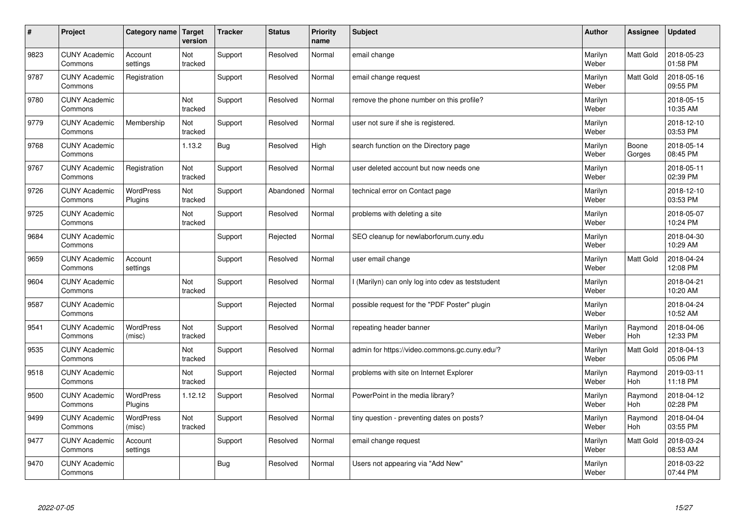| # | Project | Category name | Target version | Tracker | Status | Priority name | Subject | Author | Assignee | Updated |
|---|---|---|---|---|---|---|---|---|---|---|
| 9823 | CUNY Academic Commons | Account settings | Not tracked | Support | Resolved | Normal | email change | Marilyn Weber | Matt Gold | 2018-05-23 01:58 PM |
| 9787 | CUNY Academic Commons | Registration | | Support | Resolved | Normal | email change request | Marilyn Weber | Matt Gold | 2018-05-16 09:55 PM |
| 9780 | CUNY Academic Commons | | Not tracked | Support | Resolved | Normal | remove the phone number on this profile? | Marilyn Weber | | 2018-05-15 10:35 AM |
| 9779 | CUNY Academic Commons | Membership | Not tracked | Support | Resolved | Normal | user not sure if she is registered. | Marilyn Weber | | 2018-12-10 03:53 PM |
| 9768 | CUNY Academic Commons | | 1.13.2 | Bug | Resolved | High | search function on the Directory page | Marilyn Weber | Boone Gorges | 2018-05-14 08:45 PM |
| 9767 | CUNY Academic Commons | Registration | Not tracked | Support | Resolved | Normal | user deleted account but now needs one | Marilyn Weber | | 2018-05-11 02:39 PM |
| 9726 | CUNY Academic Commons | WordPress Plugins | Not tracked | Support | Abandoned | Normal | technical error on Contact page | Marilyn Weber | | 2018-12-10 03:53 PM |
| 9725 | CUNY Academic Commons | | Not tracked | Support | Resolved | Normal | problems with deleting a site | Marilyn Weber | | 2018-05-07 10:24 PM |
| 9684 | CUNY Academic Commons | | | Support | Rejected | Normal | SEO cleanup for newlaborforum.cuny.edu | Marilyn Weber | | 2018-04-30 10:29 AM |
| 9659 | CUNY Academic Commons | Account settings | | Support | Resolved | Normal | user email change | Marilyn Weber | Matt Gold | 2018-04-24 12:08 PM |
| 9604 | CUNY Academic Commons | | Not tracked | Support | Resolved | Normal | I (Marilyn) can only log into cdev as teststudent | Marilyn Weber | | 2018-04-21 10:20 AM |
| 9587 | CUNY Academic Commons | | | Support | Rejected | Normal | possible request for the "PDF Poster" plugin | Marilyn Weber | | 2018-04-24 10:52 AM |
| 9541 | CUNY Academic Commons | WordPress (misc) | Not tracked | Support | Resolved | Normal | repeating header banner | Marilyn Weber | Raymond Hoh | 2018-04-06 12:33 PM |
| 9535 | CUNY Academic Commons | | Not tracked | Support | Resolved | Normal | admin for https://video.commons.gc.cuny.edu/? | Marilyn Weber | Matt Gold | 2018-04-13 05:06 PM |
| 9518 | CUNY Academic Commons | | Not tracked | Support | Rejected | Normal | problems with site on Internet Explorer | Marilyn Weber | Raymond Hoh | 2019-03-11 11:18 PM |
| 9500 | CUNY Academic Commons | WordPress Plugins | 1.12.12 | Support | Resolved | Normal | PowerPoint in the media library? | Marilyn Weber | Raymond Hoh | 2018-04-12 02:28 PM |
| 9499 | CUNY Academic Commons | WordPress (misc) | Not tracked | Support | Resolved | Normal | tiny question - preventing dates on posts? | Marilyn Weber | Raymond Hoh | 2018-04-04 03:55 PM |
| 9477 | CUNY Academic Commons | Account settings | | Support | Resolved | Normal | email change request | Marilyn Weber | Matt Gold | 2018-03-24 08:53 AM |
| 9470 | CUNY Academic Commons | | | Bug | Resolved | Normal | Users not appearing via "Add New" | Marilyn Weber | | 2018-03-22 07:44 PM |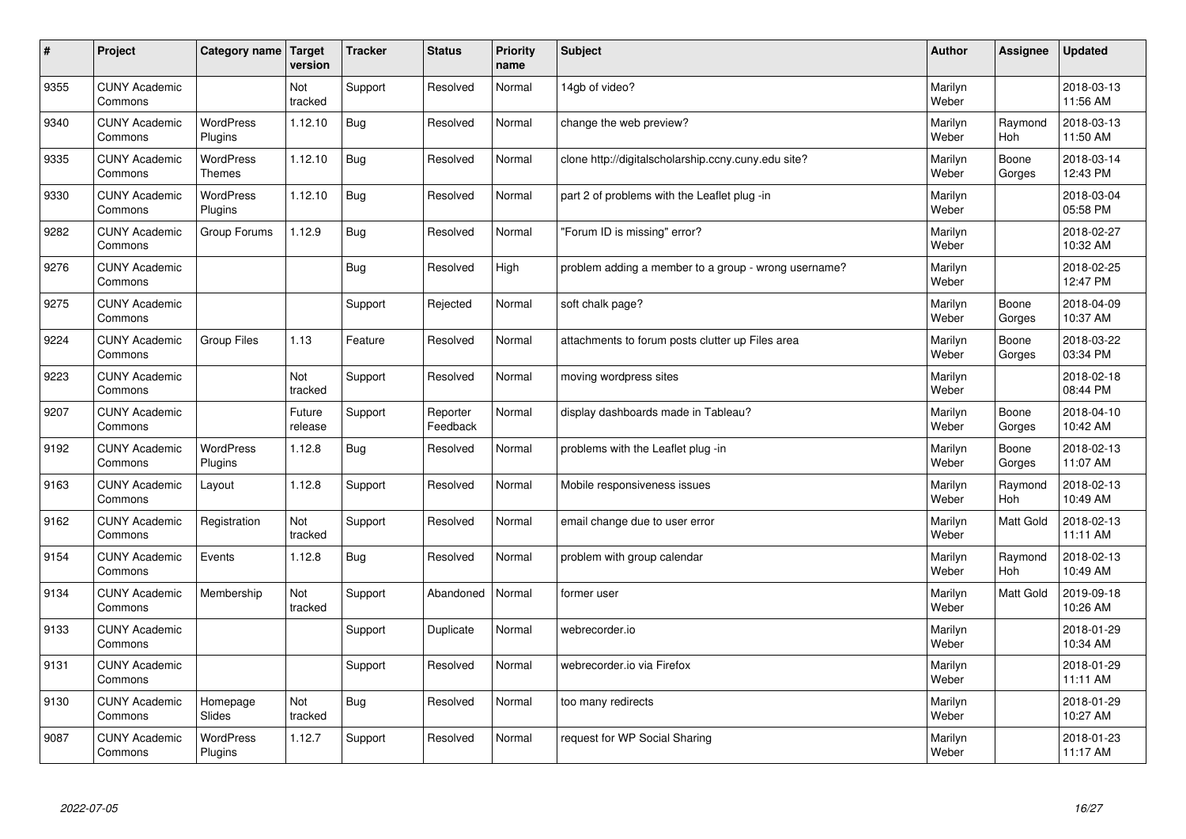| # | Project | Category name | Target version | Tracker | Status | Priority name | Subject | Author | Assignee | Updated |
|---|---|---|---|---|---|---|---|---|---|---|
| 9355 | CUNY Academic Commons | | Not tracked | Support | Resolved | Normal | 14gb of video? | Marilyn Weber | | 2018-03-13 11:56 AM |
| 9340 | CUNY Academic Commons | WordPress Plugins | 1.12.10 | Bug | Resolved | Normal | change the web preview? | Marilyn Weber | Raymond Hoh | 2018-03-13 11:50 AM |
| 9335 | CUNY Academic Commons | WordPress Themes | 1.12.10 | Bug | Resolved | Normal | clone http://digitalscholarship.ccny.cuny.edu site? | Marilyn Weber | Boone Gorges | 2018-03-14 12:43 PM |
| 9330 | CUNY Academic Commons | WordPress Plugins | 1.12.10 | Bug | Resolved | Normal | part 2 of problems with the Leaflet plug -in | Marilyn Weber | | 2018-03-04 05:58 PM |
| 9282 | CUNY Academic Commons | Group Forums | 1.12.9 | Bug | Resolved | Normal | "Forum ID is missing" error? | Marilyn Weber | | 2018-02-27 10:32 AM |
| 9276 | CUNY Academic Commons | | | Bug | Resolved | High | problem adding a member to a group - wrong username? | Marilyn Weber | | 2018-02-25 12:47 PM |
| 9275 | CUNY Academic Commons | | | Support | Rejected | Normal | soft chalk page? | Marilyn Weber | Boone Gorges | 2018-04-09 10:37 AM |
| 9224 | CUNY Academic Commons | Group Files | 1.13 | Feature | Resolved | Normal | attachments to forum posts clutter up Files area | Marilyn Weber | Boone Gorges | 2018-03-22 03:34 PM |
| 9223 | CUNY Academic Commons | | Not tracked | Support | Resolved | Normal | moving wordpress sites | Marilyn Weber | | 2018-02-18 08:44 PM |
| 9207 | CUNY Academic Commons | | Future release | Support | Reporter Feedback | Normal | display dashboards made in Tableau? | Marilyn Weber | Boone Gorges | 2018-04-10 10:42 AM |
| 9192 | CUNY Academic Commons | WordPress Plugins | 1.12.8 | Bug | Resolved | Normal | problems with the Leaflet plug -in | Marilyn Weber | Boone Gorges | 2018-02-13 11:07 AM |
| 9163 | CUNY Academic Commons | Layout | 1.12.8 | Support | Resolved | Normal | Mobile responsiveness issues | Marilyn Weber | Raymond Hoh | 2018-02-13 10:49 AM |
| 9162 | CUNY Academic Commons | Registration | Not tracked | Support | Resolved | Normal | email change due to user error | Marilyn Weber | Matt Gold | 2018-02-13 11:11 AM |
| 9154 | CUNY Academic Commons | Events | 1.12.8 | Bug | Resolved | Normal | problem with group calendar | Marilyn Weber | Raymond Hoh | 2018-02-13 10:49 AM |
| 9134 | CUNY Academic Commons | Membership | Not tracked | Support | Abandoned | Normal | former user | Marilyn Weber | Matt Gold | 2019-09-18 10:26 AM |
| 9133 | CUNY Academic Commons | | | Support | Duplicate | Normal | webrecorder.io | Marilyn Weber | | 2018-01-29 10:34 AM |
| 9131 | CUNY Academic Commons | | | Support | Resolved | Normal | webrecorder.io via Firefox | Marilyn Weber | | 2018-01-29 11:11 AM |
| 9130 | CUNY Academic Commons | Homepage Slides | Not tracked | Bug | Resolved | Normal | too many redirects | Marilyn Weber | | 2018-01-29 10:27 AM |
| 9087 | CUNY Academic Commons | WordPress Plugins | 1.12.7 | Support | Resolved | Normal | request for WP Social Sharing | Marilyn Weber | | 2018-01-23 11:17 AM |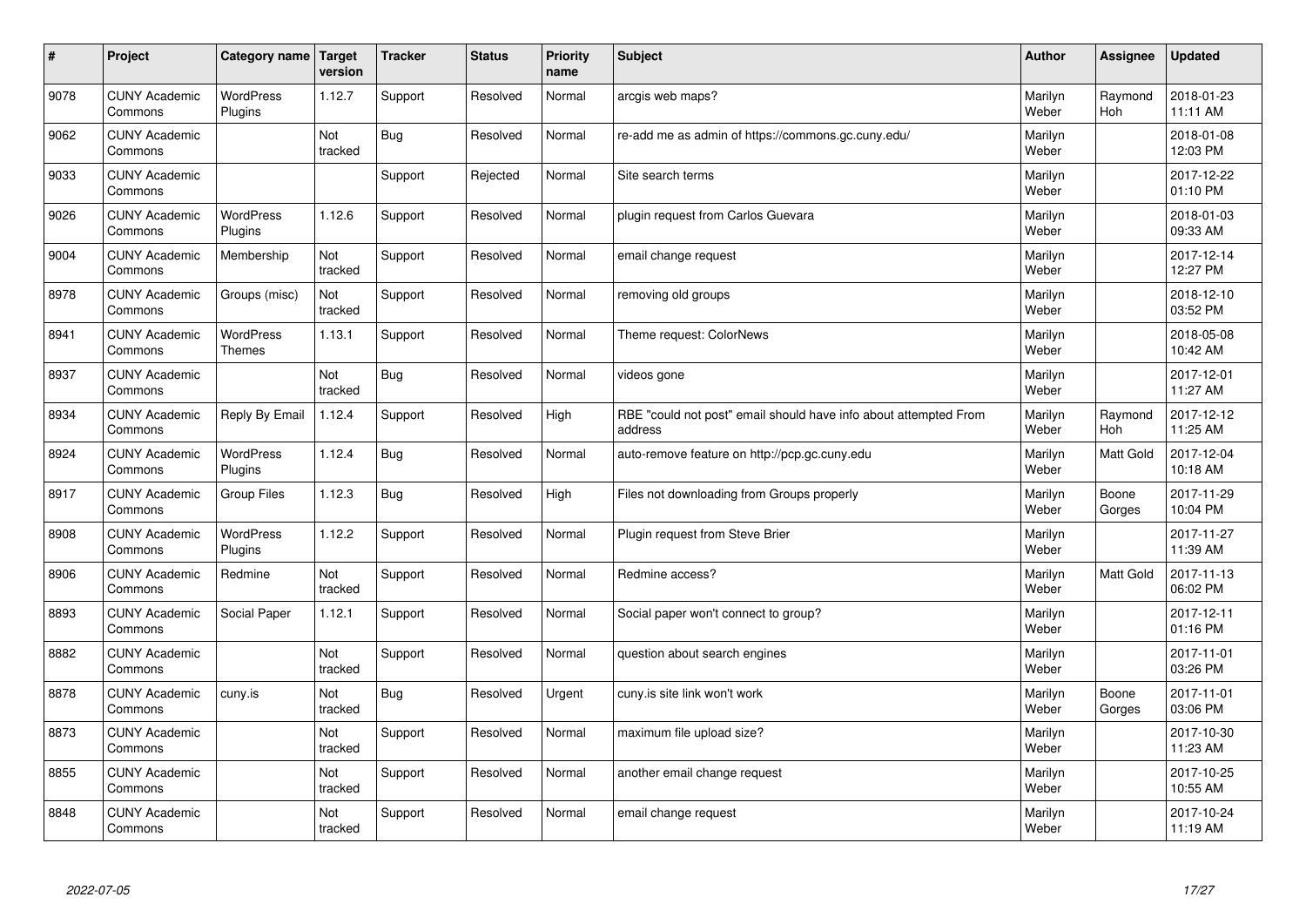| # | Project | Category name | Target version | Tracker | Status | Priority name | Subject | Author | Assignee | Updated |
|---|---|---|---|---|---|---|---|---|---|---|
| 9078 | CUNY Academic Commons | WordPress Plugins | 1.12.7 | Support | Resolved | Normal | arcgis web maps? | Marilyn Weber | Raymond Hoh | 2018-01-23 11:11 AM |
| 9062 | CUNY Academic Commons | | Not tracked | Bug | Resolved | Normal | re-add me as admin of https://commons.gc.cuny.edu/ | Marilyn Weber | | 2018-01-08 12:03 PM |
| 9033 | CUNY Academic Commons | | | Support | Rejected | Normal | Site search terms | Marilyn Weber | | 2017-12-22 01:10 PM |
| 9026 | CUNY Academic Commons | WordPress Plugins | 1.12.6 | Support | Resolved | Normal | plugin request from Carlos Guevara | Marilyn Weber | | 2018-01-03 09:33 AM |
| 9004 | CUNY Academic Commons | Membership | Not tracked | Support | Resolved | Normal | email change request | Marilyn Weber | | 2017-12-14 12:27 PM |
| 8978 | CUNY Academic Commons | Groups (misc) | Not tracked | Support | Resolved | Normal | removing old groups | Marilyn Weber | | 2018-12-10 03:52 PM |
| 8941 | CUNY Academic Commons | WordPress Themes | 1.13.1 | Support | Resolved | Normal | Theme request: ColorNews | Marilyn Weber | | 2018-05-08 10:42 AM |
| 8937 | CUNY Academic Commons | | Not tracked | Bug | Resolved | Normal | videos gone | Marilyn Weber | | 2017-12-01 11:27 AM |
| 8934 | CUNY Academic Commons | Reply By Email | 1.12.4 | Support | Resolved | High | RBE "could not post" email should have info about attempted From address | Marilyn Weber | Raymond Hoh | 2017-12-12 11:25 AM |
| 8924 | CUNY Academic Commons | WordPress Plugins | 1.12.4 | Bug | Resolved | Normal | auto-remove feature on http://pcp.gc.cuny.edu | Marilyn Weber | Matt Gold | 2017-12-04 10:18 AM |
| 8917 | CUNY Academic Commons | Group Files | 1.12.3 | Bug | Resolved | High | Files not downloading from Groups properly | Marilyn Weber | Boone Gorges | 2017-11-29 10:04 PM |
| 8908 | CUNY Academic Commons | WordPress Plugins | 1.12.2 | Support | Resolved | Normal | Plugin request from Steve Brier | Marilyn Weber | | 2017-11-27 11:39 AM |
| 8906 | CUNY Academic Commons | Redmine | Not tracked | Support | Resolved | Normal | Redmine access? | Marilyn Weber | Matt Gold | 2017-11-13 06:02 PM |
| 8893 | CUNY Academic Commons | Social Paper | 1.12.1 | Support | Resolved | Normal | Social paper won't connect to group? | Marilyn Weber | | 2017-12-11 01:16 PM |
| 8882 | CUNY Academic Commons | | Not tracked | Support | Resolved | Normal | question about search engines | Marilyn Weber | | 2017-11-01 03:26 PM |
| 8878 | CUNY Academic Commons | cuny.is | Not tracked | Bug | Resolved | Urgent | cuny.is site link won't work | Marilyn Weber | Boone Gorges | 2017-11-01 03:06 PM |
| 8873 | CUNY Academic Commons | | Not tracked | Support | Resolved | Normal | maximum file upload size? | Marilyn Weber | | 2017-10-30 11:23 AM |
| 8855 | CUNY Academic Commons | | Not tracked | Support | Resolved | Normal | another email change request | Marilyn Weber | | 2017-10-25 10:55 AM |
| 8848 | CUNY Academic Commons | | Not tracked | Support | Resolved | Normal | email change request | Marilyn Weber | | 2017-10-24 11:19 AM |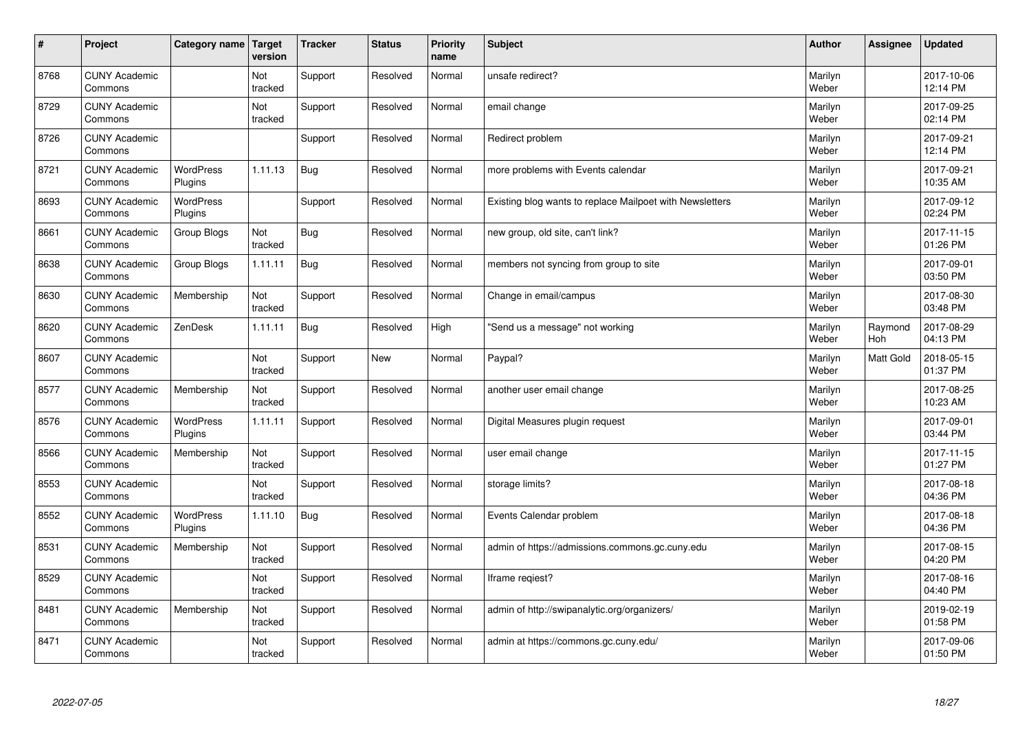| # | Project | Category name | Target version | Tracker | Status | Priority name | Subject | Author | Assignee | Updated |
|---|---|---|---|---|---|---|---|---|---|---|
| 8768 | CUNY Academic Commons | | Not tracked | Support | Resolved | Normal | unsafe redirect? | Marilyn Weber | | 2017-10-06 12:14 PM |
| 8729 | CUNY Academic Commons | | Not tracked | Support | Resolved | Normal | email change | Marilyn Weber | | 2017-09-25 02:14 PM |
| 8726 | CUNY Academic Commons | | | Support | Resolved | Normal | Redirect problem | Marilyn Weber | | 2017-09-21 12:14 PM |
| 8721 | CUNY Academic Commons | WordPress Plugins | 1.11.13 | Bug | Resolved | Normal | more problems with Events calendar | Marilyn Weber | | 2017-09-21 10:35 AM |
| 8693 | CUNY Academic Commons | WordPress Plugins | | Support | Resolved | Normal | Existing blog wants to replace Mailpoet with Newsletters | Marilyn Weber | | 2017-09-12 02:24 PM |
| 8661 | CUNY Academic Commons | Group Blogs | Not tracked | Bug | Resolved | Normal | new group, old site, can't link? | Marilyn Weber | | 2017-11-15 01:26 PM |
| 8638 | CUNY Academic Commons | Group Blogs | 1.11.11 | Bug | Resolved | Normal | members not syncing from group to site | Marilyn Weber | | 2017-09-01 03:50 PM |
| 8630 | CUNY Academic Commons | Membership | Not tracked | Support | Resolved | Normal | Change in email/campus | Marilyn Weber | | 2017-08-30 03:48 PM |
| 8620 | CUNY Academic Commons | ZenDesk | 1.11.11 | Bug | Resolved | High | "Send us a message" not working | Marilyn Weber | Raymond Hoh | 2017-08-29 04:13 PM |
| 8607 | CUNY Academic Commons | | Not tracked | Support | New | Normal | Paypal? | Marilyn Weber | Matt Gold | 2018-05-15 01:37 PM |
| 8577 | CUNY Academic Commons | Membership | Not tracked | Support | Resolved | Normal | another user email change | Marilyn Weber | | 2017-08-25 10:23 AM |
| 8576 | CUNY Academic Commons | WordPress Plugins | 1.11.11 | Support | Resolved | Normal | Digital Measures plugin request | Marilyn Weber | | 2017-09-01 03:44 PM |
| 8566 | CUNY Academic Commons | Membership | Not tracked | Support | Resolved | Normal | user email change | Marilyn Weber | | 2017-11-15 01:27 PM |
| 8553 | CUNY Academic Commons | | Not tracked | Support | Resolved | Normal | storage limits? | Marilyn Weber | | 2017-08-18 04:36 PM |
| 8552 | CUNY Academic Commons | WordPress Plugins | 1.11.10 | Bug | Resolved | Normal | Events Calendar problem | Marilyn Weber | | 2017-08-18 04:36 PM |
| 8531 | CUNY Academic Commons | Membership | Not tracked | Support | Resolved | Normal | admin of https://admissions.commons.gc.cuny.edu | Marilyn Weber | | 2017-08-15 04:20 PM |
| 8529 | CUNY Academic Commons | | Not tracked | Support | Resolved | Normal | Iframe reqiest? | Marilyn Weber | | 2017-08-16 04:40 PM |
| 8481 | CUNY Academic Commons | Membership | Not tracked | Support | Resolved | Normal | admin of http://swipanalytic.org/organizers/ | Marilyn Weber | | 2019-02-19 01:58 PM |
| 8471 | CUNY Academic Commons | | Not tracked | Support | Resolved | Normal | admin at https://commons.gc.cuny.edu/ | Marilyn Weber | | 2017-09-06 01:50 PM |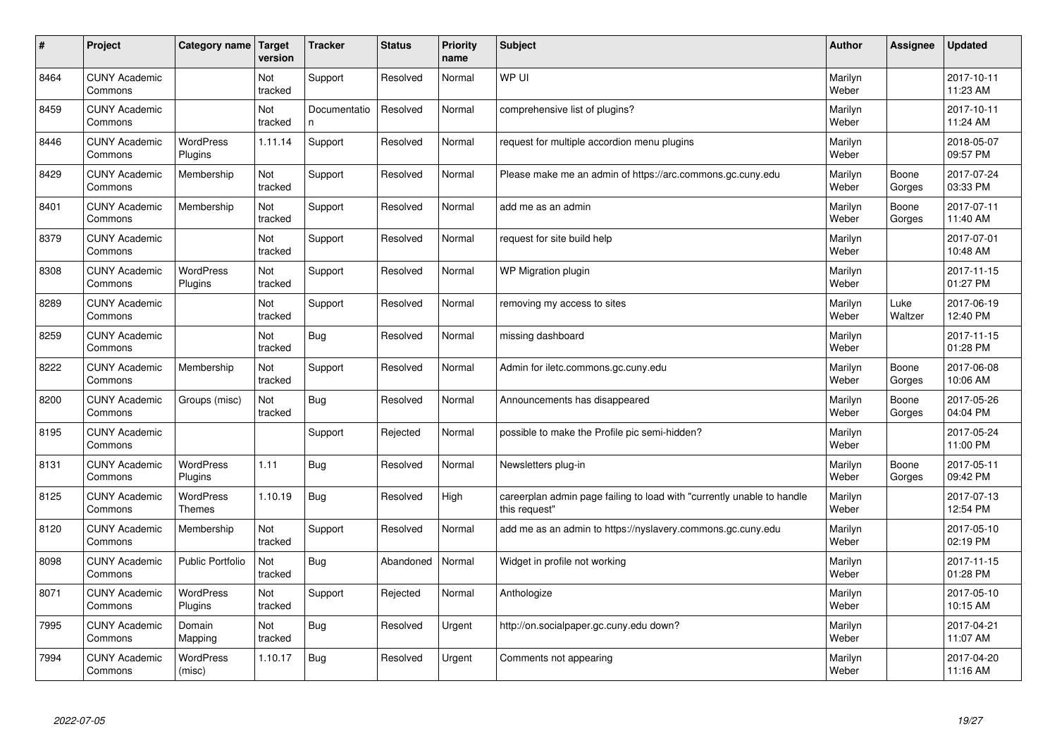| # | Project | Category name | Target version | Tracker | Status | Priority name | Subject | Author | Assignee | Updated |
|---|---|---|---|---|---|---|---|---|---|---|
| 8464 | CUNY Academic Commons | | Not tracked | Support | Resolved | Normal | WP UI | Marilyn Weber | | 2017-10-11 11:23 AM |
| 8459 | CUNY Academic Commons | | Not tracked | Documentation | Resolved | Normal | comprehensive list of plugins? | Marilyn Weber | | 2017-10-11 11:24 AM |
| 8446 | CUNY Academic Commons | WordPress Plugins | 1.11.14 | Support | Resolved | Normal | request for multiple accordion menu plugins | Marilyn Weber | | 2018-05-07 09:57 PM |
| 8429 | CUNY Academic Commons | Membership | Not tracked | Support | Resolved | Normal | Please make me an admin of https://arc.commons.gc.cuny.edu | Marilyn Weber | Boone Gorges | 2017-07-24 03:33 PM |
| 8401 | CUNY Academic Commons | Membership | Not tracked | Support | Resolved | Normal | add me as an admin | Marilyn Weber | Boone Gorges | 2017-07-11 11:40 AM |
| 8379 | CUNY Academic Commons | | Not tracked | Support | Resolved | Normal | request for site build help | Marilyn Weber | | 2017-07-01 10:48 AM |
| 8308 | CUNY Academic Commons | WordPress Plugins | Not tracked | Support | Resolved | Normal | WP Migration plugin | Marilyn Weber | | 2017-11-15 01:27 PM |
| 8289 | CUNY Academic Commons | | Not tracked | Support | Resolved | Normal | removing my access to sites | Marilyn Weber | Luke Waltzer | 2017-06-19 12:40 PM |
| 8259 | CUNY Academic Commons | | Not tracked | Bug | Resolved | Normal | missing dashboard | Marilyn Weber | | 2017-11-15 01:28 PM |
| 8222 | CUNY Academic Commons | Membership | Not tracked | Support | Resolved | Normal | Admin for iletc.commons.gc.cuny.edu | Marilyn Weber | Boone Gorges | 2017-06-08 10:06 AM |
| 8200 | CUNY Academic Commons | Groups (misc) | Not tracked | Bug | Resolved | Normal | Announcements has disappeared | Marilyn Weber | Boone Gorges | 2017-05-26 04:04 PM |
| 8195 | CUNY Academic Commons | | | Support | Rejected | Normal | possible to make the Profile pic semi-hidden? | Marilyn Weber | | 2017-05-24 11:00 PM |
| 8131 | CUNY Academic Commons | WordPress Plugins | 1.11 | Bug | Resolved | Normal | Newsletters plug-in | Marilyn Weber | Boone Gorges | 2017-05-11 09:42 PM |
| 8125 | CUNY Academic Commons | WordPress Themes | 1.10.19 | Bug | Resolved | High | careerplan admin page failing to load with "currently unable to handle this request" | Marilyn Weber | | 2017-07-13 12:54 PM |
| 8120 | CUNY Academic Commons | Membership | Not tracked | Support | Resolved | Normal | add me as an admin to https://nyslavery.commons.gc.cuny.edu | Marilyn Weber | | 2017-05-10 02:19 PM |
| 8098 | CUNY Academic Commons | Public Portfolio | Not tracked | Bug | Abandoned | Normal | Widget in profile not working | Marilyn Weber | | 2017-11-15 01:28 PM |
| 8071 | CUNY Academic Commons | WordPress Plugins | Not tracked | Support | Rejected | Normal | Anthologize | Marilyn Weber | | 2017-05-10 10:15 AM |
| 7995 | CUNY Academic Commons | Domain Mapping | Not tracked | Bug | Resolved | Urgent | http://on.socialpaper.gc.cuny.edu down? | Marilyn Weber | | 2017-04-21 11:07 AM |
| 7994 | CUNY Academic Commons | WordPress (misc) | 1.10.17 | Bug | Resolved | Urgent | Comments not appearing | Marilyn Weber | | 2017-04-20 11:16 AM |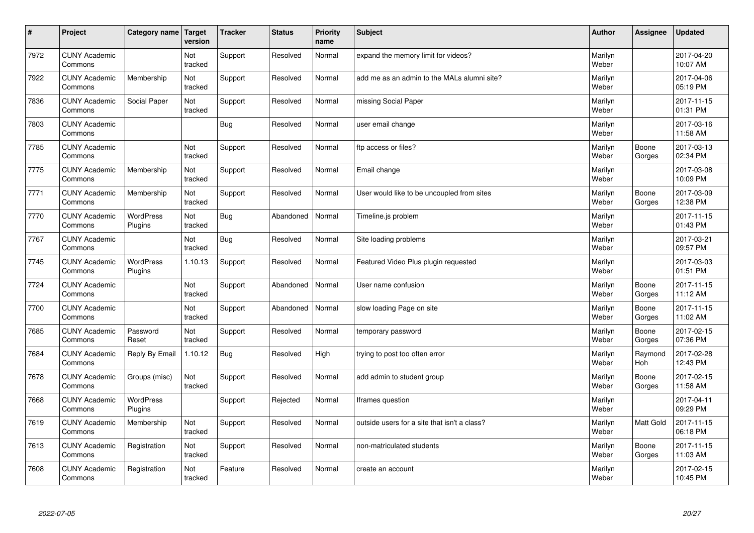| # | Project | Category name | Target version | Tracker | Status | Priority name | Subject | Author | Assignee | Updated |
|---|---|---|---|---|---|---|---|---|---|---|
| 7972 | CUNY Academic Commons | | Not tracked | Support | Resolved | Normal | expand the memory limit for videos? | Marilyn Weber | | 2017-04-20 10:07 AM |
| 7922 | CUNY Academic Commons | Membership | Not tracked | Support | Resolved | Normal | add me as an admin to the MALs alumni site? | Marilyn Weber | | 2017-04-06 05:19 PM |
| 7836 | CUNY Academic Commons | Social Paper | Not tracked | Support | Resolved | Normal | missing Social Paper | Marilyn Weber | | 2017-11-15 01:31 PM |
| 7803 | CUNY Academic Commons | | | Bug | Resolved | Normal | user email change | Marilyn Weber | | 2017-03-16 11:58 AM |
| 7785 | CUNY Academic Commons | | Not tracked | Support | Resolved | Normal | ftp access or files? | Marilyn Weber | Boone Gorges | 2017-03-13 02:34 PM |
| 7775 | CUNY Academic Commons | Membership | Not tracked | Support | Resolved | Normal | Email change | Marilyn Weber | | 2017-03-08 10:09 PM |
| 7771 | CUNY Academic Commons | Membership | Not tracked | Support | Resolved | Normal | User would like to be uncoupled from sites | Marilyn Weber | Boone Gorges | 2017-03-09 12:38 PM |
| 7770 | CUNY Academic Commons | WordPress Plugins | Not tracked | Bug | Abandoned | Normal | Timeline.js problem | Marilyn Weber | | 2017-11-15 01:43 PM |
| 7767 | CUNY Academic Commons | | Not tracked | Bug | Resolved | Normal | Site loading problems | Marilyn Weber | | 2017-03-21 09:57 PM |
| 7745 | CUNY Academic Commons | WordPress Plugins | 1.10.13 | Support | Resolved | Normal | Featured Video Plus plugin requested | Marilyn Weber | | 2017-03-03 01:51 PM |
| 7724 | CUNY Academic Commons | | Not tracked | Support | Abandoned | Normal | User name confusion | Marilyn Weber | Boone Gorges | 2017-11-15 11:12 AM |
| 7700 | CUNY Academic Commons | | Not tracked | Support | Abandoned | Normal | slow loading Page on site | Marilyn Weber | Boone Gorges | 2017-11-15 11:02 AM |
| 7685 | CUNY Academic Commons | Password Reset | Not tracked | Support | Resolved | Normal | temporary password | Marilyn Weber | Boone Gorges | 2017-02-15 07:36 PM |
| 7684 | CUNY Academic Commons | Reply By Email | 1.10.12 | Bug | Resolved | High | trying to post too often error | Marilyn Weber | Raymond Hoh | 2017-02-28 12:43 PM |
| 7678 | CUNY Academic Commons | Groups (misc) | Not tracked | Support | Resolved | Normal | add admin to student group | Marilyn Weber | Boone Gorges | 2017-02-15 11:58 AM |
| 7668 | CUNY Academic Commons | WordPress Plugins | | Support | Rejected | Normal | Iframes question | Marilyn Weber | | 2017-04-11 09:29 PM |
| 7619 | CUNY Academic Commons | Membership | Not tracked | Support | Resolved | Normal | outside users for a site that isn't a class? | Marilyn Weber | Matt Gold | 2017-11-15 06:18 PM |
| 7613 | CUNY Academic Commons | Registration | Not tracked | Support | Resolved | Normal | non-matriculated students | Marilyn Weber | Boone Gorges | 2017-11-15 11:03 AM |
| 7608 | CUNY Academic Commons | Registration | Not tracked | Feature | Resolved | Normal | create an account | Marilyn Weber | | 2017-02-15 10:45 PM |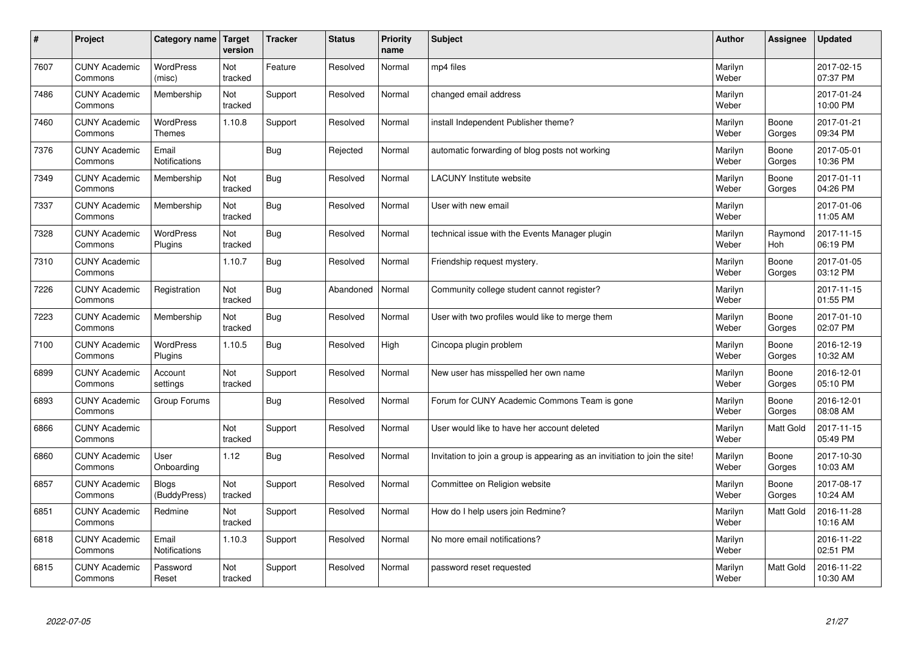| # | Project | Category name | Target version | Tracker | Status | Priority name | Subject | Author | Assignee | Updated |
|---|---|---|---|---|---|---|---|---|---|---|
| 7607 | CUNY Academic Commons | WordPress (misc) | Not tracked | Feature | Resolved | Normal | mp4 files | Marilyn Weber | | 2017-02-15 07:37 PM |
| 7486 | CUNY Academic Commons | Membership | Not tracked | Support | Resolved | Normal | changed email address | Marilyn Weber | | 2017-01-24 10:00 PM |
| 7460 | CUNY Academic Commons | WordPress Themes | 1.10.8 | Support | Resolved | Normal | install Independent Publisher theme? | Marilyn Weber | Boone Gorges | 2017-01-21 09:34 PM |
| 7376 | CUNY Academic Commons | Email Notifications | | Bug | Rejected | Normal | automatic forwarding of blog posts not working | Marilyn Weber | Boone Gorges | 2017-05-01 10:36 PM |
| 7349 | CUNY Academic Commons | Membership | Not tracked | Bug | Resolved | Normal | LACUNY Institute website | Marilyn Weber | Boone Gorges | 2017-01-11 04:26 PM |
| 7337 | CUNY Academic Commons | Membership | Not tracked | Bug | Resolved | Normal | User with new email | Marilyn Weber | | 2017-01-06 11:05 AM |
| 7328 | CUNY Academic Commons | WordPress Plugins | Not tracked | Bug | Resolved | Normal | technical issue with the Events Manager plugin | Marilyn Weber | Raymond Hoh | 2017-11-15 06:19 PM |
| 7310 | CUNY Academic Commons | | 1.10.7 | Bug | Resolved | Normal | Friendship request mystery. | Marilyn Weber | Boone Gorges | 2017-01-05 03:12 PM |
| 7226 | CUNY Academic Commons | Registration | Not tracked | Bug | Abandoned | Normal | Community college student cannot register? | Marilyn Weber | | 2017-11-15 01:55 PM |
| 7223 | CUNY Academic Commons | Membership | Not tracked | Bug | Resolved | Normal | User with two profiles would like to merge them | Marilyn Weber | Boone Gorges | 2017-01-10 02:07 PM |
| 7100 | CUNY Academic Commons | WordPress Plugins | 1.10.5 | Bug | Resolved | High | Cincopa plugin problem | Marilyn Weber | Boone Gorges | 2016-12-19 10:32 AM |
| 6899 | CUNY Academic Commons | Account settings | Not tracked | Support | Resolved | Normal | New user has misspelled her own name | Marilyn Weber | Boone Gorges | 2016-12-01 05:10 PM |
| 6893 | CUNY Academic Commons | Group Forums | | Bug | Resolved | Normal | Forum for CUNY Academic Commons Team is gone | Marilyn Weber | Boone Gorges | 2016-12-01 08:08 AM |
| 6866 | CUNY Academic Commons | | Not tracked | Support | Resolved | Normal | User would like to have her account deleted | Marilyn Weber | Matt Gold | 2017-11-15 05:49 PM |
| 6860 | CUNY Academic Commons | User Onboarding | 1.12 | Bug | Resolved | Normal | Invitation to join a group is appearing as an invitiation to join the site! | Marilyn Weber | Boone Gorges | 2017-10-30 10:03 AM |
| 6857 | CUNY Academic Commons | Blogs (BuddyPress) | Not tracked | Support | Resolved | Normal | Committee on Religion website | Marilyn Weber | Boone Gorges | 2017-08-17 10:24 AM |
| 6851 | CUNY Academic Commons | Redmine | Not tracked | Support | Resolved | Normal | How do I help users join Redmine? | Marilyn Weber | Matt Gold | 2016-11-28 10:16 AM |
| 6818 | CUNY Academic Commons | Email Notifications | 1.10.3 | Support | Resolved | Normal | No more email notifications? | Marilyn Weber | | 2016-11-22 02:51 PM |
| 6815 | CUNY Academic Commons | Password Reset | Not tracked | Support | Resolved | Normal | password reset requested | Marilyn Weber | Matt Gold | 2016-11-22 10:30 AM |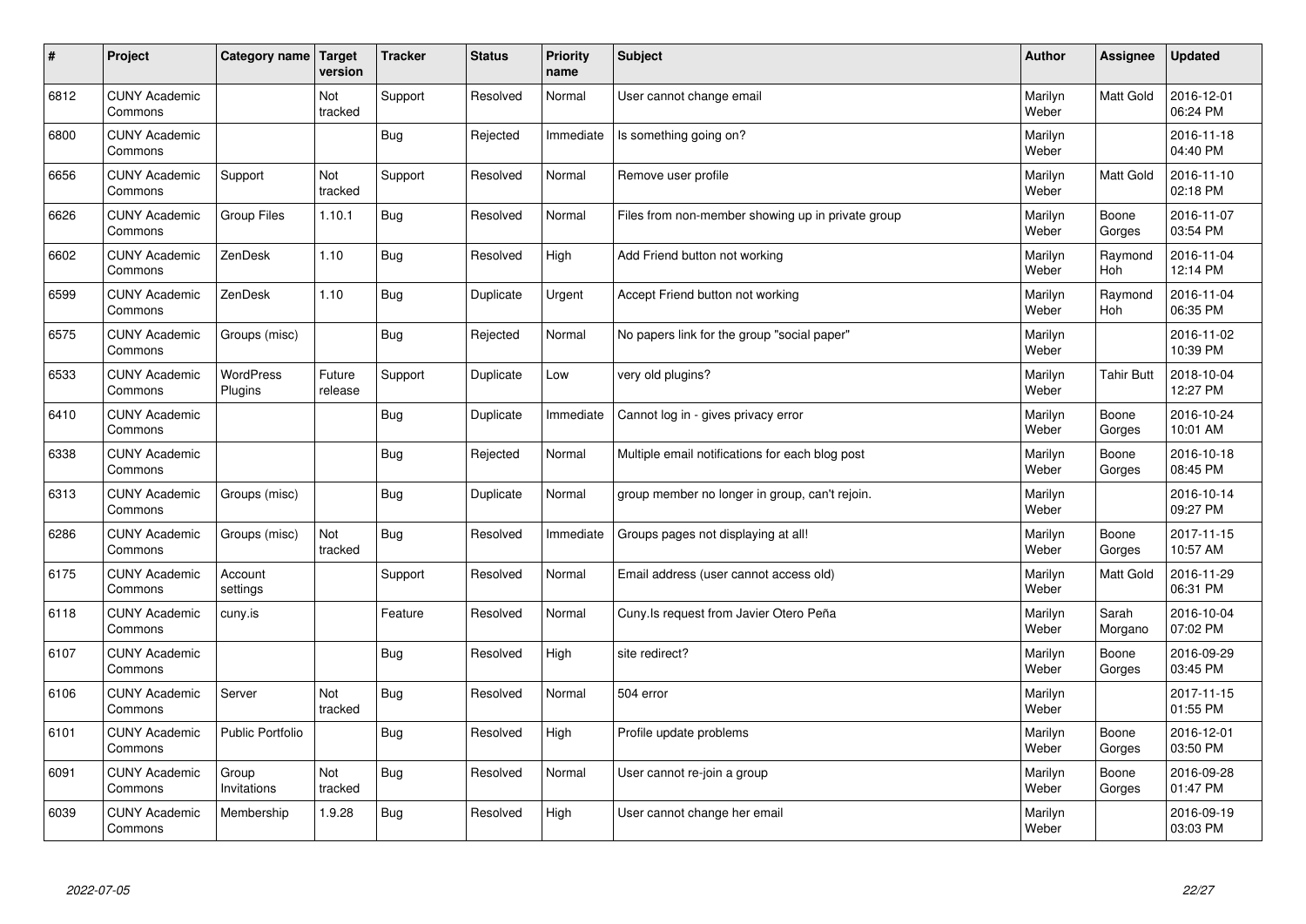| # | Project | Category name | Target version | Tracker | Status | Priority name | Subject | Author | Assignee | Updated |
|---|---|---|---|---|---|---|---|---|---|---|
| 6812 | CUNY Academic Commons | | Not tracked | Support | Resolved | Normal | User cannot change email | Marilyn Weber | Matt Gold | 2016-12-01 06:24 PM |
| 6800 | CUNY Academic Commons | | | Bug | Rejected | Immediate | Is something going on? | Marilyn Weber | | 2016-11-18 04:40 PM |
| 6656 | CUNY Academic Commons | Support | Not tracked | Support | Resolved | Normal | Remove user profile | Marilyn Weber | Matt Gold | 2016-11-10 02:18 PM |
| 6626 | CUNY Academic Commons | Group Files | 1.10.1 | Bug | Resolved | Normal | Files from non-member showing up in private group | Marilyn Weber | Boone Gorges | 2016-11-07 03:54 PM |
| 6602 | CUNY Academic Commons | ZenDesk | 1.10 | Bug | Resolved | High | Add Friend button not working | Marilyn Weber | Raymond Hoh | 2016-11-04 12:14 PM |
| 6599 | CUNY Academic Commons | ZenDesk | 1.10 | Bug | Duplicate | Urgent | Accept Friend button not working | Marilyn Weber | Raymond Hoh | 2016-11-04 06:35 PM |
| 6575 | CUNY Academic Commons | Groups (misc) | | Bug | Rejected | Normal | No papers link for the group "social paper" | Marilyn Weber | | 2016-11-02 10:39 PM |
| 6533 | CUNY Academic Commons | WordPress Plugins | Future release | Support | Duplicate | Low | very old plugins? | Marilyn Weber | Tahir Butt | 2018-10-04 12:27 PM |
| 6410 | CUNY Academic Commons | | | Bug | Duplicate | Immediate | Cannot log in - gives privacy error | Marilyn Weber | Boone Gorges | 2016-10-24 10:01 AM |
| 6338 | CUNY Academic Commons | | | Bug | Rejected | Normal | Multiple email notifications for each blog post | Marilyn Weber | Boone Gorges | 2016-10-18 08:45 PM |
| 6313 | CUNY Academic Commons | Groups (misc) | | Bug | Duplicate | Normal | group member no longer in group, can't rejoin. | Marilyn Weber | | 2016-10-14 09:27 PM |
| 6286 | CUNY Academic Commons | Groups (misc) | Not tracked | Bug | Resolved | Immediate | Groups pages not displaying at all! | Marilyn Weber | Boone Gorges | 2017-11-15 10:57 AM |
| 6175 | CUNY Academic Commons | Account settings | | Support | Resolved | Normal | Email address (user cannot access old) | Marilyn Weber | Matt Gold | 2016-11-29 06:31 PM |
| 6118 | CUNY Academic Commons | cuny.is | | Feature | Resolved | Normal | Cuny.Is request from Javier Otero Peña | Marilyn Weber | Sarah Morgano | 2016-10-04 07:02 PM |
| 6107 | CUNY Academic Commons | | | Bug | Resolved | High | site redirect? | Marilyn Weber | Boone Gorges | 2016-09-29 03:45 PM |
| 6106 | CUNY Academic Commons | Server | Not tracked | Bug | Resolved | Normal | 504 error | Marilyn Weber | | 2017-11-15 01:55 PM |
| 6101 | CUNY Academic Commons | Public Portfolio | | Bug | Resolved | High | Profile update problems | Marilyn Weber | Boone Gorges | 2016-12-01 03:50 PM |
| 6091 | CUNY Academic Commons | Group Invitations | Not tracked | Bug | Resolved | Normal | User cannot re-join a group | Marilyn Weber | Boone Gorges | 2016-09-28 01:47 PM |
| 6039 | CUNY Academic Commons | Membership | 1.9.28 | Bug | Resolved | High | User cannot change her email | Marilyn Weber | | 2016-09-19 03:03 PM |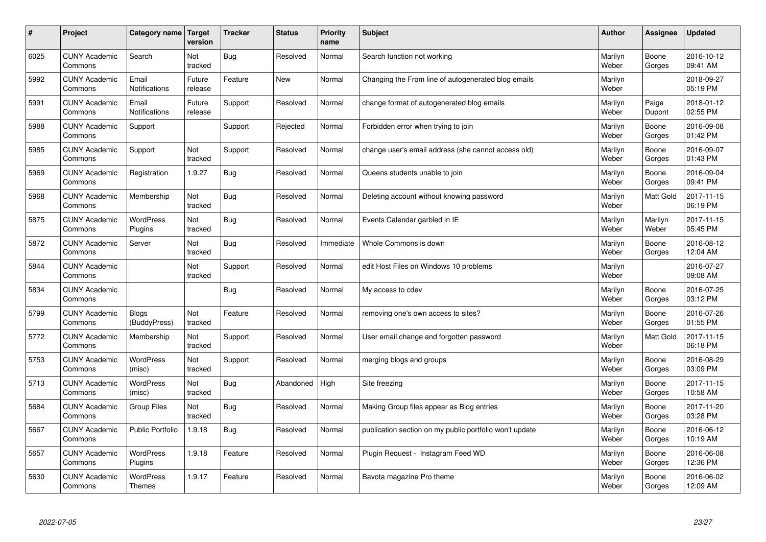| # | Project | Category name | Target version | Tracker | Status | Priority name | Subject | Author | Assignee | Updated |
|---|---|---|---|---|---|---|---|---|---|---|
| 6025 | CUNY Academic Commons | Search | Not tracked | Bug | Resolved | Normal | Search function not working | Marilyn Weber | Boone Gorges | 2016-10-12 09:41 AM |
| 5992 | CUNY Academic Commons | Email Notifications | Future release | Feature | New | Normal | Changing the From line of autogenerated blog emails | Marilyn Weber | | 2018-09-27 05:19 PM |
| 5991 | CUNY Academic Commons | Email Notifications | Future release | Support | Resolved | Normal | change format of autogenerated blog emails | Marilyn Weber | Paige Dupont | 2018-01-12 02:55 PM |
| 5988 | CUNY Academic Commons | Support | | Support | Rejected | Normal | Forbidden error when trying to join | Marilyn Weber | Boone Gorges | 2016-09-08 01:42 PM |
| 5985 | CUNY Academic Commons | Support | Not tracked | Support | Resolved | Normal | change user's email address (she cannot access old) | Marilyn Weber | Boone Gorges | 2016-09-07 01:43 PM |
| 5969 | CUNY Academic Commons | Registration | 1.9.27 | Bug | Resolved | Normal | Queens students unable to join | Marilyn Weber | Boone Gorges | 2016-09-04 09:41 PM |
| 5968 | CUNY Academic Commons | Membership | Not tracked | Bug | Resolved | Normal | Deleting account without knowing password | Marilyn Weber | Matt Gold | 2017-11-15 06:19 PM |
| 5875 | CUNY Academic Commons | WordPress Plugins | Not tracked | Bug | Resolved | Normal | Events Calendar garbled in IE | Marilyn Weber | Marilyn Weber | 2017-11-15 05:45 PM |
| 5872 | CUNY Academic Commons | Server | Not tracked | Bug | Resolved | Immediate | Whole Commons is down | Marilyn Weber | Boone Gorges | 2016-08-12 12:04 AM |
| 5844 | CUNY Academic Commons | | Not tracked | Support | Resolved | Normal | edit Host Files on Windows 10 problems | Marilyn Weber | | 2016-07-27 09:08 AM |
| 5834 | CUNY Academic Commons | | | Bug | Resolved | Normal | My access to cdev | Marilyn Weber | Boone Gorges | 2016-07-25 03:12 PM |
| 5799 | CUNY Academic Commons | Blogs (BuddyPress) | Not tracked | Feature | Resolved | Normal | removing one's own access to sites? | Marilyn Weber | Boone Gorges | 2016-07-26 01:55 PM |
| 5772 | CUNY Academic Commons | Membership | Not tracked | Support | Resolved | Normal | User email change and forgotten password | Marilyn Weber | Matt Gold | 2017-11-15 06:18 PM |
| 5753 | CUNY Academic Commons | WordPress (misc) | Not tracked | Support | Resolved | Normal | merging blogs and groups | Marilyn Weber | Boone Gorges | 2016-08-29 03:09 PM |
| 5713 | CUNY Academic Commons | WordPress (misc) | Not tracked | Bug | Abandoned | High | Site freezing | Marilyn Weber | Boone Gorges | 2017-11-15 10:58 AM |
| 5684 | CUNY Academic Commons | Group Files | Not tracked | Bug | Resolved | Normal | Making Group files appear as Blog entries | Marilyn Weber | Boone Gorges | 2017-11-20 03:28 PM |
| 5667 | CUNY Academic Commons | Public Portfolio | 1.9.18 | Bug | Resolved | Normal | publication section on my public portfolio won't update | Marilyn Weber | Boone Gorges | 2016-06-12 10:19 AM |
| 5657 | CUNY Academic Commons | WordPress Plugins | 1.9.18 | Feature | Resolved | Normal | Plugin Request - Instagram Feed WD | Marilyn Weber | Boone Gorges | 2016-06-08 12:36 PM |
| 5630 | CUNY Academic Commons | WordPress Themes | 1.9.17 | Feature | Resolved | Normal | Bavota magazine Pro theme | Marilyn Weber | Boone Gorges | 2016-06-02 12:09 AM |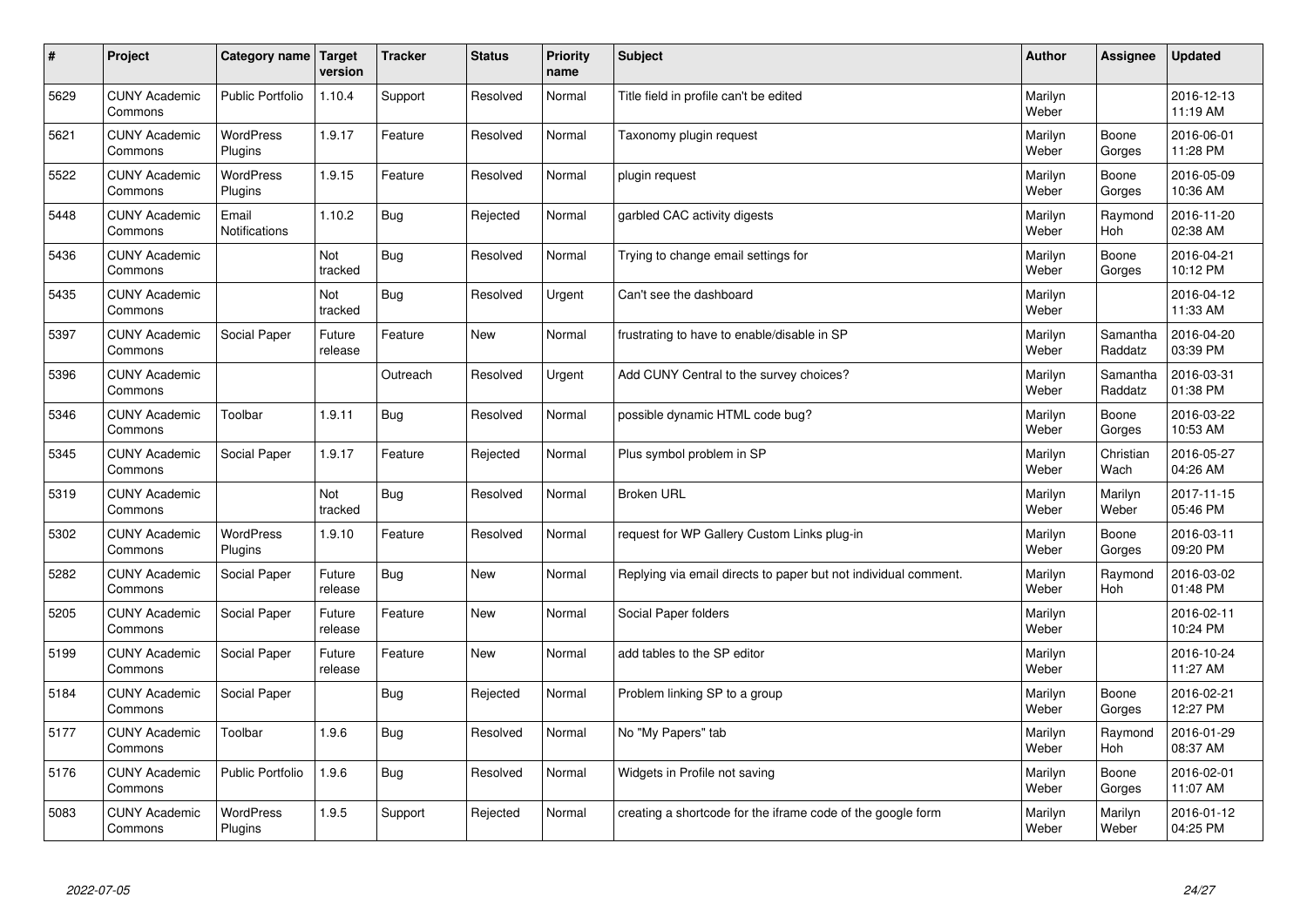| # | Project | Category name | Target version | Tracker | Status | Priority name | Subject | Author | Assignee | Updated |
|---|---|---|---|---|---|---|---|---|---|---|
| 5629 | CUNY Academic Commons | Public Portfolio | 1.10.4 | Support | Resolved | Normal | Title field in profile can't be edited | Marilyn Weber | | 2016-12-13 11:19 AM |
| 5621 | CUNY Academic Commons | WordPress Plugins | 1.9.17 | Feature | Resolved | Normal | Taxonomy plugin request | Marilyn Weber | Boone Gorges | 2016-06-01 11:28 PM |
| 5522 | CUNY Academic Commons | WordPress Plugins | 1.9.15 | Feature | Resolved | Normal | plugin request | Marilyn Weber | Boone Gorges | 2016-05-09 10:36 AM |
| 5448 | CUNY Academic Commons | Email Notifications | 1.10.2 | Bug | Rejected | Normal | garbled CAC activity digests | Marilyn Weber | Raymond Hoh | 2016-11-20 02:38 AM |
| 5436 | CUNY Academic Commons | | Not tracked | Bug | Resolved | Normal | Trying to change email settings for | Marilyn Weber | Boone Gorges | 2016-04-21 10:12 PM |
| 5435 | CUNY Academic Commons | | Not tracked | Bug | Resolved | Urgent | Can't see the dashboard | Marilyn Weber | | 2016-04-12 11:33 AM |
| 5397 | CUNY Academic Commons | Social Paper | Future release | Feature | New | Normal | frustrating to have to enable/disable in SP | Marilyn Weber | Samantha Raddatz | 2016-04-20 03:39 PM |
| 5396 | CUNY Academic Commons | | | Outreach | Resolved | Urgent | Add CUNY Central to the survey choices? | Marilyn Weber | Samantha Raddatz | 2016-03-31 01:38 PM |
| 5346 | CUNY Academic Commons | Toolbar | 1.9.11 | Bug | Resolved | Normal | possible dynamic HTML code bug? | Marilyn Weber | Boone Gorges | 2016-03-22 10:53 AM |
| 5345 | CUNY Academic Commons | Social Paper | 1.9.17 | Feature | Rejected | Normal | Plus symbol problem in SP | Marilyn Weber | Christian Wach | 2016-05-27 04:26 AM |
| 5319 | CUNY Academic Commons | | Not tracked | Bug | Resolved | Normal | Broken URL | Marilyn Weber | Marilyn Weber | 2017-11-15 05:46 PM |
| 5302 | CUNY Academic Commons | WordPress Plugins | 1.9.10 | Feature | Resolved | Normal | request for WP Gallery Custom Links plug-in | Marilyn Weber | Boone Gorges | 2016-03-11 09:20 PM |
| 5282 | CUNY Academic Commons | Social Paper | Future release | Bug | New | Normal | Replying via email directs to paper but not individual comment. | Marilyn Weber | Raymond Hoh | 2016-03-02 01:48 PM |
| 5205 | CUNY Academic Commons | Social Paper | Future release | Feature | New | Normal | Social Paper folders | Marilyn Weber | | 2016-02-11 10:24 PM |
| 5199 | CUNY Academic Commons | Social Paper | Future release | Feature | New | Normal | add tables to the SP editor | Marilyn Weber | | 2016-10-24 11:27 AM |
| 5184 | CUNY Academic Commons | Social Paper | | Bug | Rejected | Normal | Problem linking SP to a group | Marilyn Weber | Boone Gorges | 2016-02-21 12:27 PM |
| 5177 | CUNY Academic Commons | Toolbar | 1.9.6 | Bug | Resolved | Normal | No "My Papers" tab | Marilyn Weber | Raymond Hoh | 2016-01-29 08:37 AM |
| 5176 | CUNY Academic Commons | Public Portfolio | 1.9.6 | Bug | Resolved | Normal | Widgets in Profile not saving | Marilyn Weber | Boone Gorges | 2016-02-01 11:07 AM |
| 5083 | CUNY Academic Commons | WordPress Plugins | 1.9.5 | Support | Rejected | Normal | creating a shortcode for the iframe code of the google form | Marilyn Weber | Marilyn Weber | 2016-01-12 04:25 PM |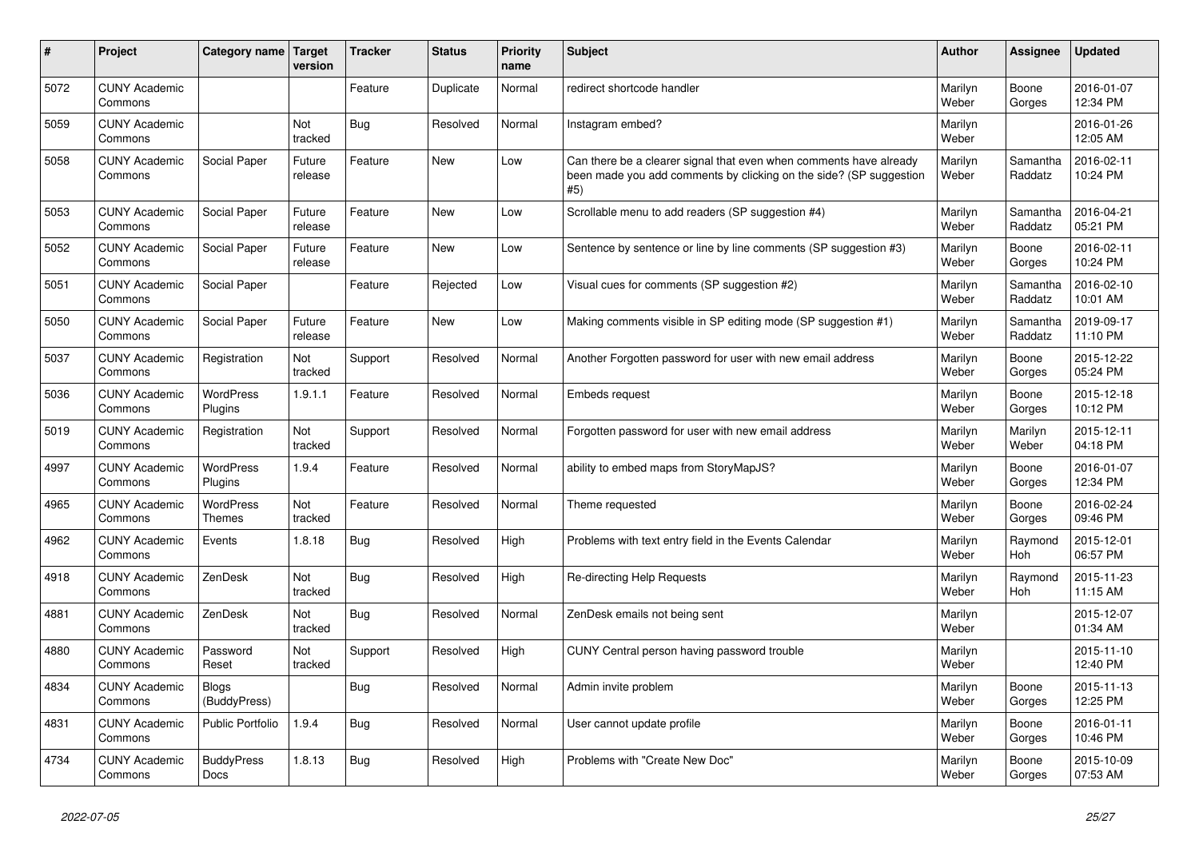| # | Project | Category name | Target version | Tracker | Status | Priority name | Subject | Author | Assignee | Updated |
|---|---|---|---|---|---|---|---|---|---|---|
| 5072 | CUNY Academic Commons | | | Feature | Duplicate | Normal | redirect shortcode handler | Marilyn Weber | Boone Gorges | 2016-01-07 12:34 PM |
| 5059 | CUNY Academic Commons | | Not tracked | Bug | Resolved | Normal | Instagram embed? | Marilyn Weber | | 2016-01-26 12:05 AM |
| 5058 | CUNY Academic Commons | Social Paper | Future release | Feature | New | Low | Can there be a clearer signal that even when comments have already been made you add comments by clicking on the side? (SP suggestion #5) | Marilyn Weber | Samantha Raddatz | 2016-02-11 10:24 PM |
| 5053 | CUNY Academic Commons | Social Paper | Future release | Feature | New | Low | Scrollable menu to add readers (SP suggestion #4) | Marilyn Weber | Samantha Raddatz | 2016-04-21 05:21 PM |
| 5052 | CUNY Academic Commons | Social Paper | Future release | Feature | New | Low | Sentence by sentence or line by line comments (SP suggestion #3) | Marilyn Weber | Boone Gorges | 2016-02-11 10:24 PM |
| 5051 | CUNY Academic Commons | Social Paper | | Feature | Rejected | Low | Visual cues for comments (SP suggestion #2) | Marilyn Weber | Samantha Raddatz | 2016-02-10 10:01 AM |
| 5050 | CUNY Academic Commons | Social Paper | Future release | Feature | New | Low | Making comments visible in SP editing mode (SP suggestion #1) | Marilyn Weber | Samantha Raddatz | 2019-09-17 11:10 PM |
| 5037 | CUNY Academic Commons | Registration | Not tracked | Support | Resolved | Normal | Another Forgotten password for user with new email address | Marilyn Weber | Boone Gorges | 2015-12-22 05:24 PM |
| 5036 | CUNY Academic Commons | WordPress Plugins | 1.9.1.1 | Feature | Resolved | Normal | Embeds request | Marilyn Weber | Boone Gorges | 2015-12-18 10:12 PM |
| 5019 | CUNY Academic Commons | Registration | Not tracked | Support | Resolved | Normal | Forgotten password for user with new email address | Marilyn Weber | Marilyn Weber | 2015-12-11 04:18 PM |
| 4997 | CUNY Academic Commons | WordPress Plugins | 1.9.4 | Feature | Resolved | Normal | ability to embed maps from StoryMapJS? | Marilyn Weber | Boone Gorges | 2016-01-07 12:34 PM |
| 4965 | CUNY Academic Commons | WordPress Themes | Not tracked | Feature | Resolved | Normal | Theme requested | Marilyn Weber | Boone Gorges | 2016-02-24 09:46 PM |
| 4962 | CUNY Academic Commons | Events | 1.8.18 | Bug | Resolved | High | Problems with text entry field in the Events Calendar | Marilyn Weber | Raymond Hoh | 2015-12-01 06:57 PM |
| 4918 | CUNY Academic Commons | ZenDesk | Not tracked | Bug | Resolved | High | Re-directing Help Requests | Marilyn Weber | Raymond Hoh | 2015-11-23 11:15 AM |
| 4881 | CUNY Academic Commons | ZenDesk | Not tracked | Bug | Resolved | Normal | ZenDesk emails not being sent | Marilyn Weber | | 2015-12-07 01:34 AM |
| 4880 | CUNY Academic Commons | Password Reset | Not tracked | Support | Resolved | High | CUNY Central person having password trouble | Marilyn Weber | | 2015-11-10 12:40 PM |
| 4834 | CUNY Academic Commons | Blogs (BuddyPress) | | Bug | Resolved | Normal | Admin invite problem | Marilyn Weber | Boone Gorges | 2015-11-13 12:25 PM |
| 4831 | CUNY Academic Commons | Public Portfolio | 1.9.4 | Bug | Resolved | Normal | User cannot update profile | Marilyn Weber | Boone Gorges | 2016-01-11 10:46 PM |
| 4734 | CUNY Academic Commons | BuddyPress Docs | 1.8.13 | Bug | Resolved | High | Problems with "Create New Doc" | Marilyn Weber | Boone Gorges | 2015-10-09 07:53 AM |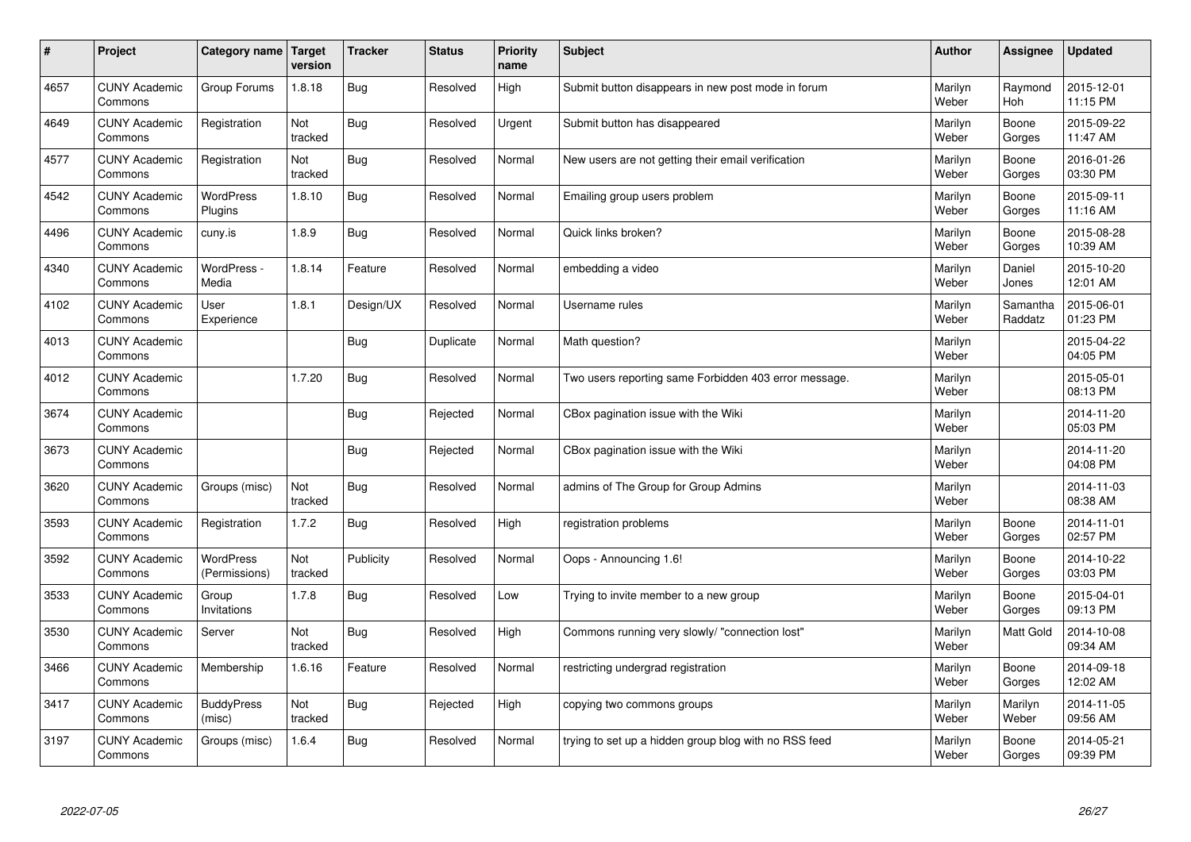| # | Project | Category name | Target version | Tracker | Status | Priority name | Subject | Author | Assignee | Updated |
|---|---|---|---|---|---|---|---|---|---|---|
| 4657 | CUNY Academic Commons | Group Forums | 1.8.18 | Bug | Resolved | High | Submit button disappears in new post mode in forum | Marilyn Weber | Raymond Hoh | 2015-12-01 11:15 PM |
| 4649 | CUNY Academic Commons | Registration | Not tracked | Bug | Resolved | Urgent | Submit button has disappeared | Marilyn Weber | Boone Gorges | 2015-09-22 11:47 AM |
| 4577 | CUNY Academic Commons | Registration | Not tracked | Bug | Resolved | Normal | New users are not getting their email verification | Marilyn Weber | Boone Gorges | 2016-01-26 03:30 PM |
| 4542 | CUNY Academic Commons | WordPress Plugins | 1.8.10 | Bug | Resolved | Normal | Emailing group users problem | Marilyn Weber | Boone Gorges | 2015-09-11 11:16 AM |
| 4496 | CUNY Academic Commons | cuny.is | 1.8.9 | Bug | Resolved | Normal | Quick links broken? | Marilyn Weber | Boone Gorges | 2015-08-28 10:39 AM |
| 4340 | CUNY Academic Commons | WordPress - Media | 1.8.14 | Feature | Resolved | Normal | embedding a video | Marilyn Weber | Daniel Jones | 2015-10-20 12:01 AM |
| 4102 | CUNY Academic Commons | User Experience | 1.8.1 | Design/UX | Resolved | Normal | Username rules | Marilyn Weber | Samantha Raddatz | 2015-06-01 01:23 PM |
| 4013 | CUNY Academic Commons | | | Bug | Duplicate | Normal | Math question? | Marilyn Weber | | 2015-04-22 04:05 PM |
| 4012 | CUNY Academic Commons | | 1.7.20 | Bug | Resolved | Normal | Two users reporting same Forbidden 403 error message. | Marilyn Weber | | 2015-05-01 08:13 PM |
| 3674 | CUNY Academic Commons | | | Bug | Rejected | Normal | CBox pagination issue with the Wiki | Marilyn Weber | | 2014-11-20 05:03 PM |
| 3673 | CUNY Academic Commons | | | Bug | Rejected | Normal | CBox pagination issue with the Wiki | Marilyn Weber | | 2014-11-20 04:08 PM |
| 3620 | CUNY Academic Commons | Groups (misc) | Not tracked | Bug | Resolved | Normal | admins of The Group for Group Admins | Marilyn Weber | | 2014-11-03 08:38 AM |
| 3593 | CUNY Academic Commons | Registration | 1.7.2 | Bug | Resolved | High | registration problems | Marilyn Weber | Boone Gorges | 2014-11-01 02:57 PM |
| 3592 | CUNY Academic Commons | WordPress (Permissions) | Not tracked | Publicity | Resolved | Normal | Oops - Announcing 1.6! | Marilyn Weber | Boone Gorges | 2014-10-22 03:03 PM |
| 3533 | CUNY Academic Commons | Group Invitations | 1.7.8 | Bug | Resolved | Low | Trying to invite member to a new group | Marilyn Weber | Boone Gorges | 2015-04-01 09:13 PM |
| 3530 | CUNY Academic Commons | Server | Not tracked | Bug | Resolved | High | Commons running very slowly/ "connection lost" | Marilyn Weber | Matt Gold | 2014-10-08 09:34 AM |
| 3466 | CUNY Academic Commons | Membership | 1.6.16 | Feature | Resolved | Normal | restricting undergrad registration | Marilyn Weber | Boone Gorges | 2014-09-18 12:02 AM |
| 3417 | CUNY Academic Commons | BuddyPress (misc) | Not tracked | Bug | Rejected | High | copying two commons groups | Marilyn Weber | Marilyn Weber | 2014-11-05 09:56 AM |
| 3197 | CUNY Academic Commons | Groups (misc) | 1.6.4 | Bug | Resolved | Normal | trying to set up a hidden group blog with no RSS feed | Marilyn Weber | Boone Gorges | 2014-05-21 09:39 PM |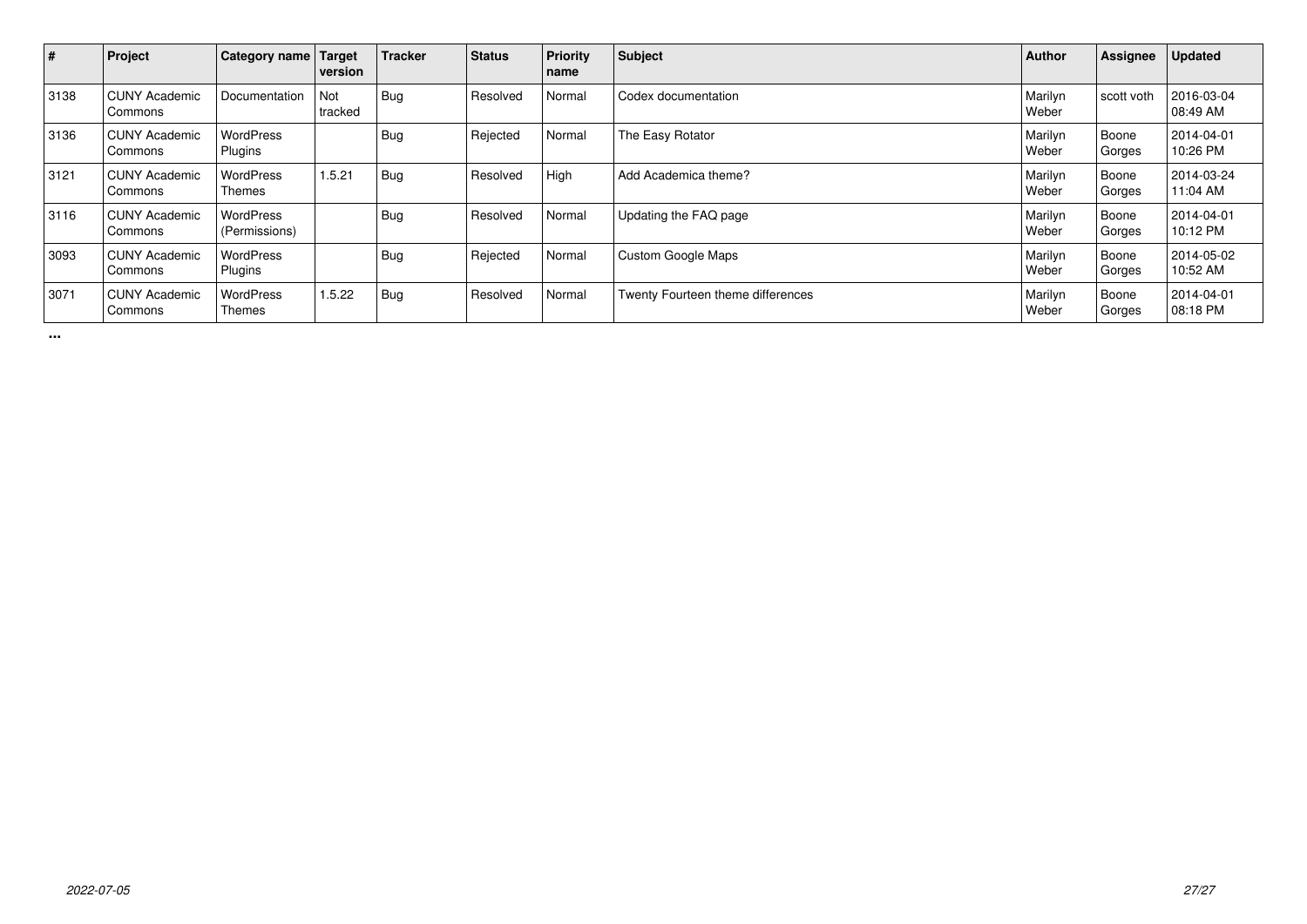| # | Project | Category name | Target version | Tracker | Status | Priority name | Subject | Author | Assignee | Updated |
|---|---|---|---|---|---|---|---|---|---|---|
| 3138 | CUNY Academic Commons | Documentation | Not tracked | Bug | Resolved | Normal | Codex documentation | Marilyn Weber | scott voth | 2016-03-04 08:49 AM |
| 3136 | CUNY Academic Commons | WordPress Plugins | | Bug | Rejected | Normal | The Easy Rotator | Marilyn Weber | Boone Gorges | 2014-04-01 10:26 PM |
| 3121 | CUNY Academic Commons | WordPress Themes | 1.5.21 | Bug | Resolved | High | Add Academica theme? | Marilyn Weber | Boone Gorges | 2014-03-24 11:04 AM |
| 3116 | CUNY Academic Commons | WordPress (Permissions) | | Bug | Resolved | Normal | Updating the FAQ page | Marilyn Weber | Boone Gorges | 2014-04-01 10:12 PM |
| 3093 | CUNY Academic Commons | WordPress Plugins | | Bug | Rejected | Normal | Custom Google Maps | Marilyn Weber | Boone Gorges | 2014-05-02 10:52 AM |
| 3071 | CUNY Academic Commons | WordPress Themes | 1.5.22 | Bug | Resolved | Normal | Twenty Fourteen theme differences | Marilyn Weber | Boone Gorges | 2014-04-01 08:18 PM |

...